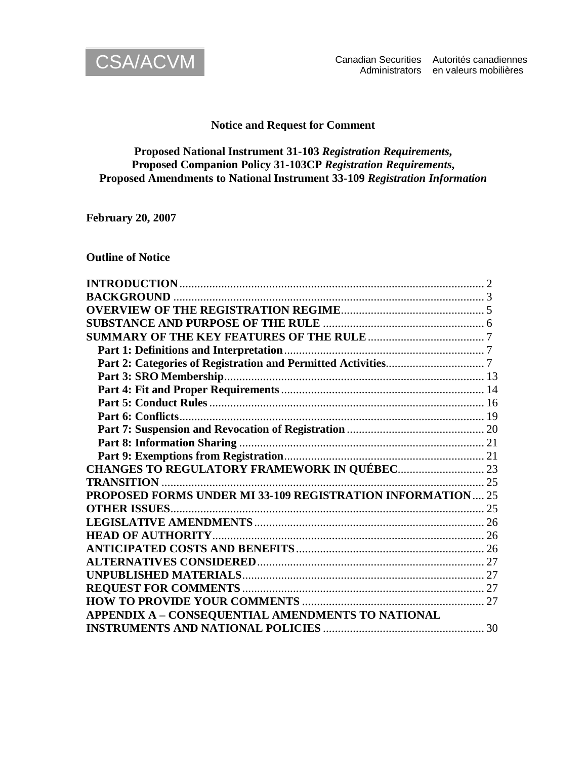CSA/ACVM

Canadian Securities Administrators — Autorités canadiennes en valeurs mobilières

**Notice and Request for Comment**

**Proposed National Instrument 31-103 *Registration Requirements*,**
**Proposed Companion Policy 31-103CP *Registration Requirements*,**
**Proposed Amendments to National Instrument 33-109 *Registration Information***

**February 20, 2007**

**Outline of Notice**

| | |
|---|---|
| **INTRODUCTION** | 2 |
| **BACKGROUND** | 3 |
| **OVERVIEW OF THE REGISTRATION REGIME** | 5 |
| **SUBSTANCE AND PURPOSE OF THE RULE** | 6 |
| **SUMMARY OF THE KEY FEATURES OF THE RULE** | 7 |
| **Part 1: Definitions and Interpretation** | 7 |
| **Part 2: Categories of Registration and Permitted Activities** | 7 |
| **Part 3: SRO Membership** | 13 |
| **Part 4: Fit and Proper Requirements** | 14 |
| **Part 5: Conduct Rules** | 16 |
| **Part 6: Conflicts** | 19 |
| **Part 7: Suspension and Revocation of Registration** | 20 |
| **Part 8: Information Sharing** | 21 |
| **Part 9: Exemptions from Registration** | 21 |
| **CHANGES TO REGULATORY FRAMEWORK IN QUÉBEC** | 23 |
| **TRANSITION** | 25 |
| **PROPOSED FORMS UNDER MI 33-109 REGISTRATION INFORMATION** | 25 |
| **OTHER ISSUES** | 25 |
| **LEGISLATIVE AMENDMENTS** | 26 |
| **HEAD OF AUTHORITY** | 26 |
| **ANTICIPATED COSTS AND BENEFITS** | 26 |
| **ALTERNATIVES CONSIDERED** | 27 |
| **UNPUBLISHED MATERIALS** | 27 |
| **REQUEST FOR COMMENTS** | 27 |
| **HOW TO PROVIDE YOUR COMMENTS** | 27 |
| **APPENDIX A – CONSEQUENTIAL AMENDMENTS TO NATIONAL INSTRUMENTS AND NATIONAL POLICIES** | 30 |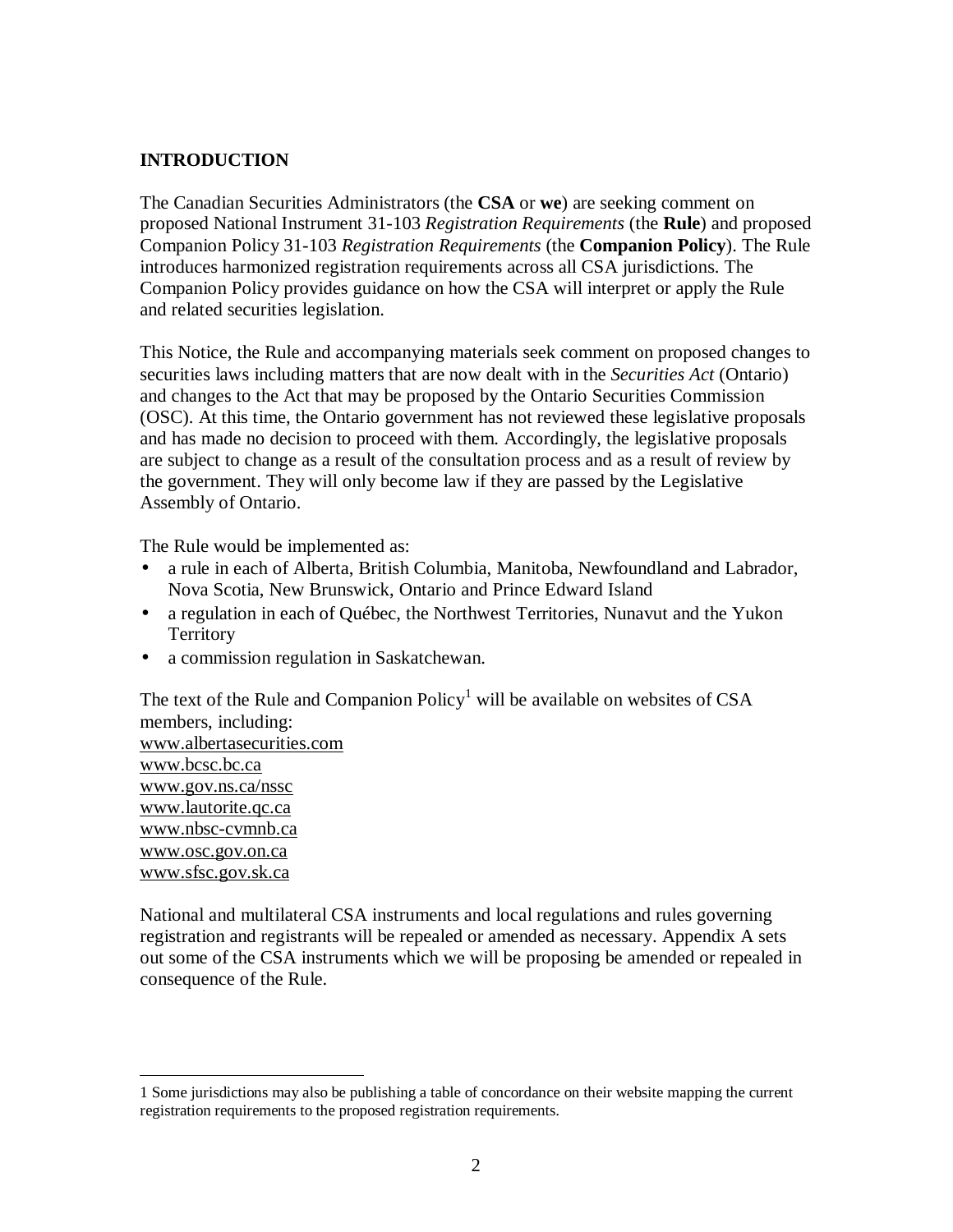## INTRODUCTION

The Canadian Securities Administrators (the **CSA** or **we**) are seeking comment on proposed National Instrument 31-103 *Registration Requirements* (the **Rule**) and proposed Companion Policy 31-103 *Registration Requirements* (the **Companion Policy**). The Rule introduces harmonized registration requirements across all CSA jurisdictions. The Companion Policy provides guidance on how the CSA will interpret or apply the Rule and related securities legislation.

This Notice, the Rule and accompanying materials seek comment on proposed changes to securities laws including matters that are now dealt with in the *Securities Act* (Ontario) and changes to the Act that may be proposed by the Ontario Securities Commission (OSC). At this time, the Ontario government has not reviewed these legislative proposals and has made no decision to proceed with them. Accordingly, the legislative proposals are subject to change as a result of the consultation process and as a result of review by the government. They will only become law if they are passed by the Legislative Assembly of Ontario.

The Rule would be implemented as:

- a rule in each of Alberta, British Columbia, Manitoba, Newfoundland and Labrador, Nova Scotia, New Brunswick, Ontario and Prince Edward Island
- a regulation in each of Québec, the Northwest Territories, Nunavut and the Yukon Territory
- a commission regulation in Saskatchewan.

The text of the Rule and Companion Policy[1] will be available on websites of CSA members, including:
www.albertasecurities.com
www.bcsc.bc.ca
www.gov.ns.ca/nssc
www.lautorite.qc.ca
www.nbsc-cvmnb.ca
www.osc.gov.on.ca
www.sfsc.gov.sk.ca

National and multilateral CSA instruments and local regulations and rules governing registration and registrants will be repealed or amended as necessary. Appendix A sets out some of the CSA instruments which we will be proposing be amended or repealed in consequence of the Rule.

---

1 Some jurisdictions may also be publishing a table of concordance on their website mapping the current registration requirements to the proposed registration requirements.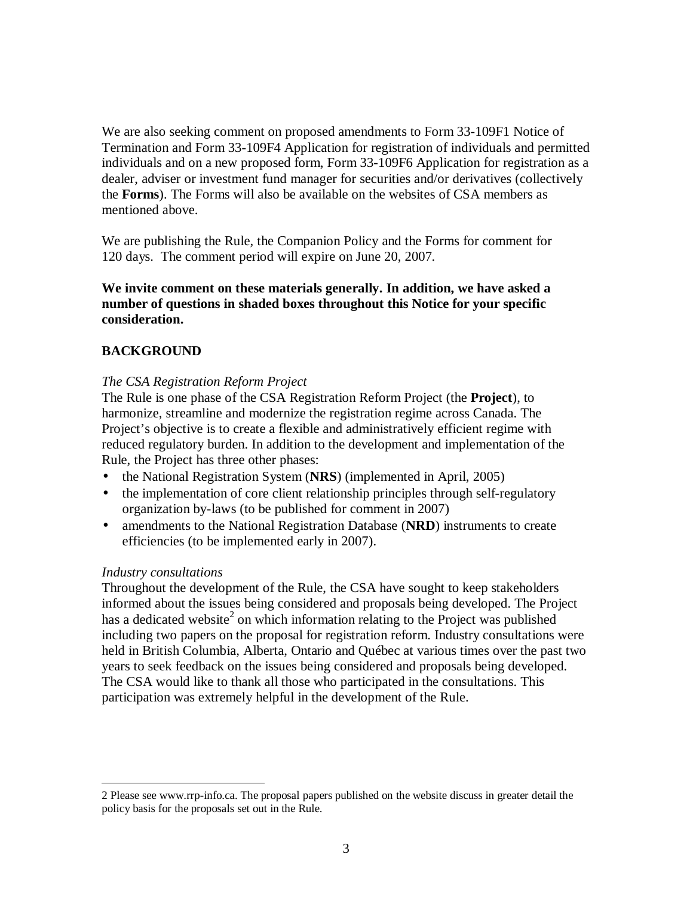We are also seeking comment on proposed amendments to Form 33-109F1 Notice of Termination and Form 33-109F4 Application for registration of individuals and permitted individuals and on a new proposed form, Form 33-109F6 Application for registration as a dealer, adviser or investment fund manager for securities and/or derivatives (collectively the **Forms**). The Forms will also be available on the websites of CSA members as mentioned above.

We are publishing the Rule, the Companion Policy and the Forms for comment for 120 days. The comment period will expire on June 20, 2007.

**We invite comment on these materials generally. In addition, we have asked a number of questions in shaded boxes throughout this Notice for your specific consideration.**

## BACKGROUND

*The CSA Registration Reform Project*

The Rule is one phase of the CSA Registration Reform Project (the **Project**), to harmonize, streamline and modernize the registration regime across Canada. The Project's objective is to create a flexible and administratively efficient regime with reduced regulatory burden. In addition to the development and implementation of the Rule, the Project has three other phases:

- the National Registration System (**NRS**) (implemented in April, 2005)
- the implementation of core client relationship principles through self-regulatory organization by-laws (to be published for comment in 2007)
- amendments to the National Registration Database (**NRD**) instruments to create efficiencies (to be implemented early in 2007).

*Industry consultations*

Throughout the development of the Rule, the CSA have sought to keep stakeholders informed about the issues being considered and proposals being developed. The Project has a dedicated website[2] on which information relating to the Project was published including two papers on the proposal for registration reform. Industry consultations were held in British Columbia, Alberta, Ontario and Québec at various times over the past two years to seek feedback on the issues being considered and proposals being developed. The CSA would like to thank all those who participated in the consultations. This participation was extremely helpful in the development of the Rule.

---

2 Please see www.rrp-info.ca. The proposal papers published on the website discuss in greater detail the policy basis for the proposals set out in the Rule.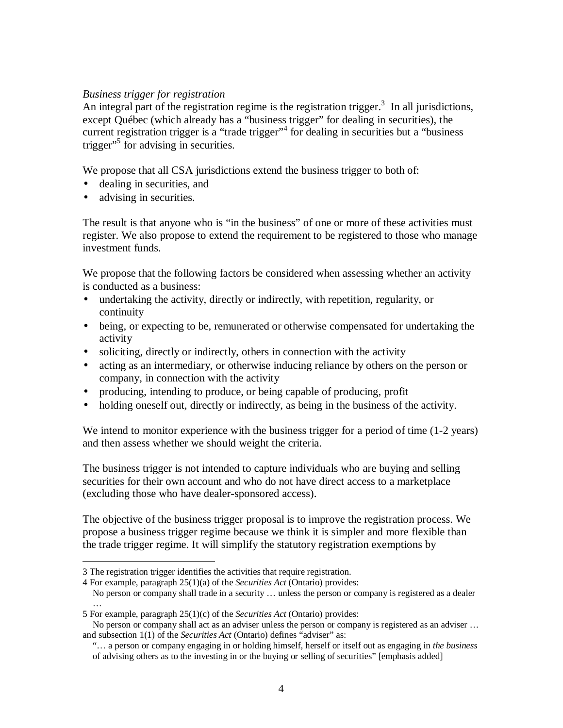*Business trigger for registration*

An integral part of the registration regime is the registration trigger.[3] In all jurisdictions, except Québec (which already has a "business trigger" for dealing in securities), the current registration trigger is a "trade trigger"[4] for dealing in securities but a "business trigger"[5] for advising in securities.

We propose that all CSA jurisdictions extend the business trigger to both of:

- dealing in securities, and
- advising in securities.

The result is that anyone who is "in the business" of one or more of these activities must register. We also propose to extend the requirement to be registered to those who manage investment funds.

We propose that the following factors be considered when assessing whether an activity is conducted as a business:

- undertaking the activity, directly or indirectly, with repetition, regularity, or continuity
- being, or expecting to be, remunerated or otherwise compensated for undertaking the activity
- soliciting, directly or indirectly, others in connection with the activity
- acting as an intermediary, or otherwise inducing reliance by others on the person or company, in connection with the activity
- producing, intending to produce, or being capable of producing, profit
- holding oneself out, directly or indirectly, as being in the business of the activity.

We intend to monitor experience with the business trigger for a period of time (1-2 years) and then assess whether we should weight the criteria.

The business trigger is not intended to capture individuals who are buying and selling securities for their own account and who do not have direct access to a marketplace (excluding those who have dealer-sponsored access).

The objective of the business trigger proposal is to improve the registration process. We propose a business trigger regime because we think it is simpler and more flexible than the trade trigger regime. It will simplify the statutory registration exemptions by

---

3 The registration trigger identifies the activities that require registration.

4 For example, paragraph 25(1)(a) of the *Securities Act* (Ontario) provides:

> No person or company shall trade in a security … unless the person or company is registered as a dealer …

5 For example, paragraph 25(1)(c) of the *Securities Act* (Ontario) provides:

> No person or company shall act as an adviser unless the person or company is registered as an adviser …

and subsection 1(1) of the *Securities Act* (Ontario) defines "adviser" as:

> "… a person or company engaging in or holding himself, herself or itself out as engaging in *the business* of advising others as to the investing in or the buying or selling of securities" [emphasis added]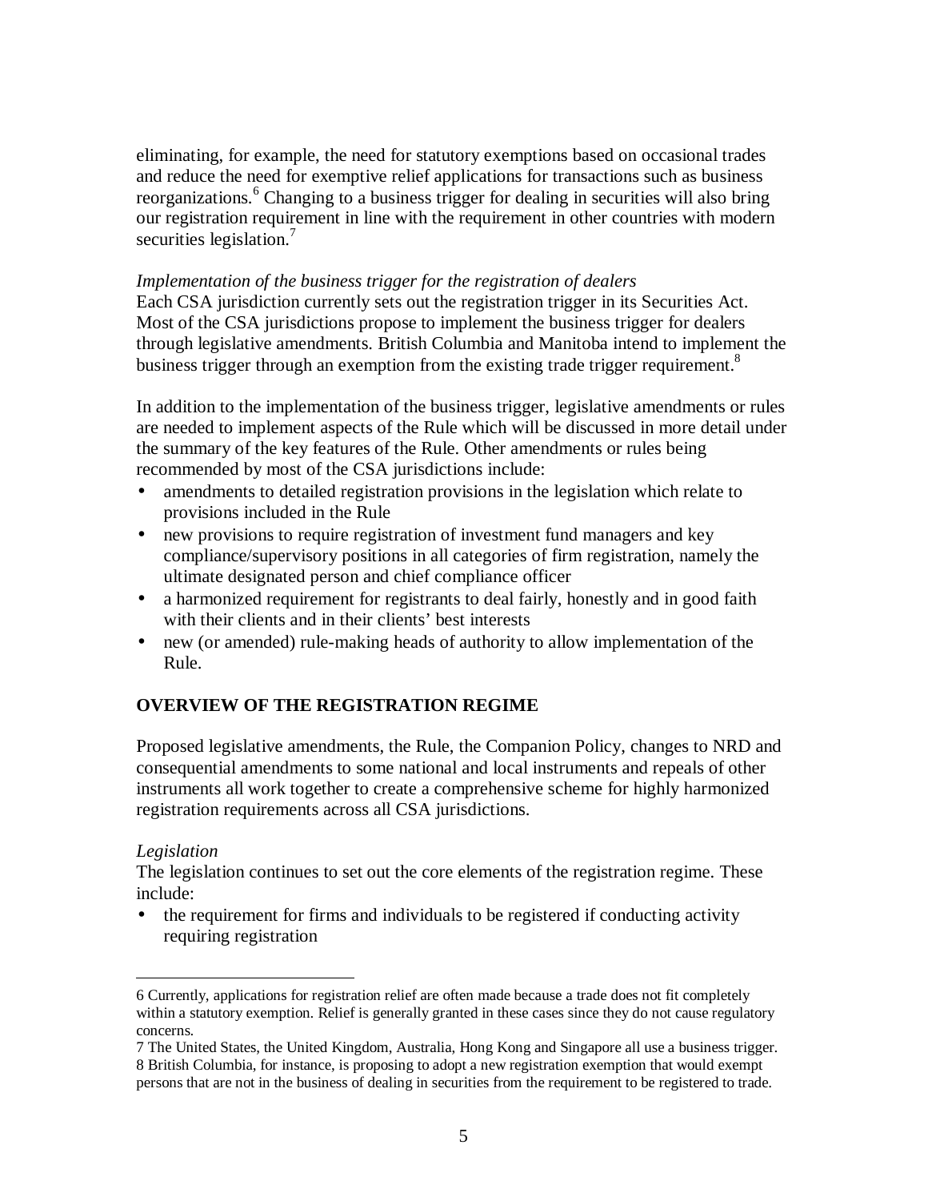eliminating, for example, the need for statutory exemptions based on occasional trades and reduce the need for exemptive relief applications for transactions such as business reorganizations.[6] Changing to a business trigger for dealing in securities will also bring our registration requirement in line with the requirement in other countries with modern securities legislation.[7]

*Implementation of the business trigger for the registration of dealers*
Each CSA jurisdiction currently sets out the registration trigger in its Securities Act. Most of the CSA jurisdictions propose to implement the business trigger for dealers through legislative amendments. British Columbia and Manitoba intend to implement the business trigger through an exemption from the existing trade trigger requirement.[8]

In addition to the implementation of the business trigger, legislative amendments or rules are needed to implement aspects of the Rule which will be discussed in more detail under the summary of the key features of the Rule. Other amendments or rules being recommended by most of the CSA jurisdictions include:

- amendments to detailed registration provisions in the legislation which relate to provisions included in the Rule
- new provisions to require registration of investment fund managers and key compliance/supervisory positions in all categories of firm registration, namely the ultimate designated person and chief compliance officer
- a harmonized requirement for registrants to deal fairly, honestly and in good faith with their clients and in their clients' best interests
- new (or amended) rule-making heads of authority to allow implementation of the Rule.

## OVERVIEW OF THE REGISTRATION REGIME

Proposed legislative amendments, the Rule, the Companion Policy, changes to NRD and consequential amendments to some national and local instruments and repeals of other instruments all work together to create a comprehensive scheme for highly harmonized registration requirements across all CSA jurisdictions.

*Legislation*
The legislation continues to set out the core elements of the registration regime. These include:

- the requirement for firms and individuals to be registered if conducting activity requiring registration

---

6 Currently, applications for registration relief are often made because a trade does not fit completely within a statutory exemption. Relief is generally granted in these cases since they do not cause regulatory concerns.

7 The United States, the United Kingdom, Australia, Hong Kong and Singapore all use a business trigger.

8 British Columbia, for instance, is proposing to adopt a new registration exemption that would exempt persons that are not in the business of dealing in securities from the requirement to be registered to trade.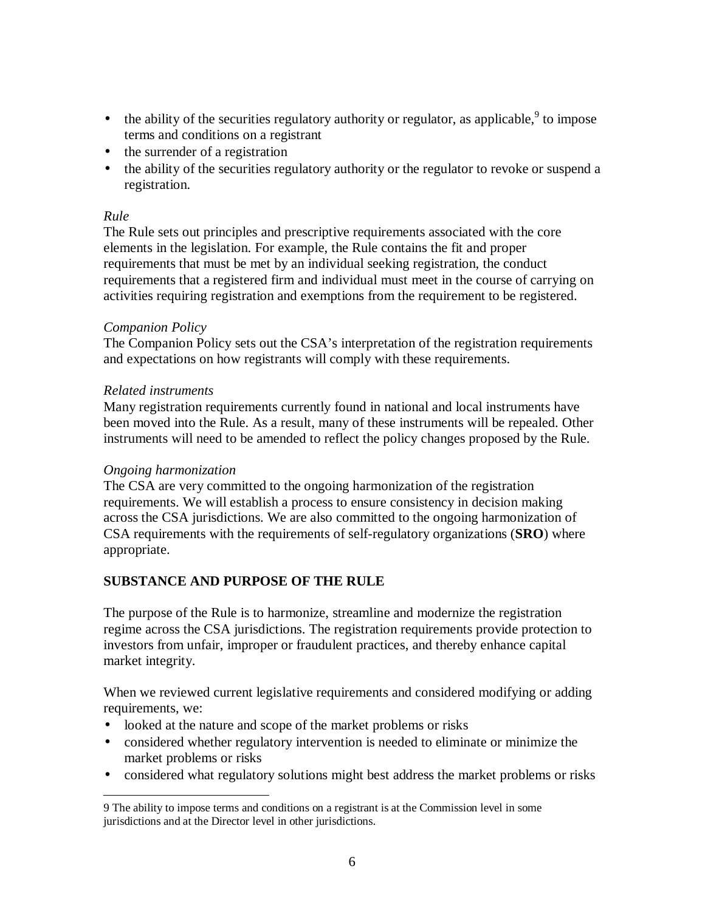- the ability of the securities regulatory authority or regulator, as applicable,[9] to impose terms and conditions on a registrant
- the surrender of a registration
- the ability of the securities regulatory authority or the regulator to revoke or suspend a registration.

*Rule*
The Rule sets out principles and prescriptive requirements associated with the core elements in the legislation. For example, the Rule contains the fit and proper requirements that must be met by an individual seeking registration, the conduct requirements that a registered firm and individual must meet in the course of carrying on activities requiring registration and exemptions from the requirement to be registered.

*Companion Policy*
The Companion Policy sets out the CSA's interpretation of the registration requirements and expectations on how registrants will comply with these requirements.

*Related instruments*
Many registration requirements currently found in national and local instruments have been moved into the Rule. As a result, many of these instruments will be repealed. Other instruments will need to be amended to reflect the policy changes proposed by the Rule.

*Ongoing harmonization*
The CSA are very committed to the ongoing harmonization of the registration requirements. We will establish a process to ensure consistency in decision making across the CSA jurisdictions. We are also committed to the ongoing harmonization of CSA requirements with the requirements of self-regulatory organizations (**SRO**) where appropriate.

## SUBSTANCE AND PURPOSE OF THE RULE

The purpose of the Rule is to harmonize, streamline and modernize the registration regime across the CSA jurisdictions. The registration requirements provide protection to investors from unfair, improper or fraudulent practices, and thereby enhance capital market integrity.

When we reviewed current legislative requirements and considered modifying or adding requirements, we:

- looked at the nature and scope of the market problems or risks
- considered whether regulatory intervention is needed to eliminate or minimize the market problems or risks
- considered what regulatory solutions might best address the market problems or risks

9 The ability to impose terms and conditions on a registrant is at the Commission level in some jurisdictions and at the Director level in other jurisdictions.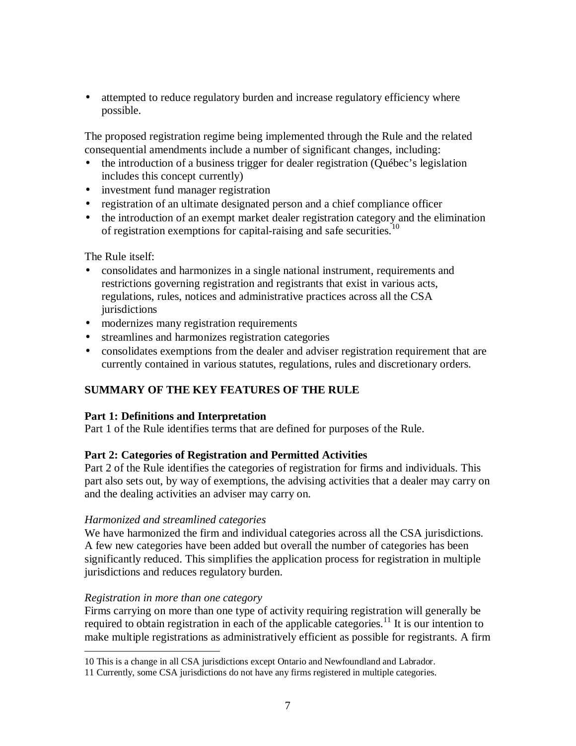- attempted to reduce regulatory burden and increase regulatory efficiency where possible.

The proposed registration regime being implemented through the Rule and the related consequential amendments include a number of significant changes, including:

- the introduction of a business trigger for dealer registration (Québec's legislation includes this concept currently)
- investment fund manager registration
- registration of an ultimate designated person and a chief compliance officer
- the introduction of an exempt market dealer registration category and the elimination of registration exemptions for capital-raising and safe securities.[10]

The Rule itself:

- consolidates and harmonizes in a single national instrument, requirements and restrictions governing registration and registrants that exist in various acts, regulations, rules, notices and administrative practices across all the CSA jurisdictions
- modernizes many registration requirements
- streamlines and harmonizes registration categories
- consolidates exemptions from the dealer and adviser registration requirement that are currently contained in various statutes, regulations, rules and discretionary orders.

## SUMMARY OF THE KEY FEATURES OF THE RULE

### Part 1: Definitions and Interpretation

Part 1 of the Rule identifies terms that are defined for purposes of the Rule.

### Part 2: Categories of Registration and Permitted Activities

Part 2 of the Rule identifies the categories of registration for firms and individuals. This part also sets out, by way of exemptions, the advising activities that a dealer may carry on and the dealing activities an adviser may carry on.

*Harmonized and streamlined categories*

We have harmonized the firm and individual categories across all the CSA jurisdictions. A few new categories have been added but overall the number of categories has been significantly reduced. This simplifies the application process for registration in multiple jurisdictions and reduces regulatory burden.

*Registration in more than one category*

Firms carrying on more than one type of activity requiring registration will generally be required to obtain registration in each of the applicable categories.[11] It is our intention to make multiple registrations as administratively efficient as possible for registrants. A firm

---

10 This is a change in all CSA jurisdictions except Ontario and Newfoundland and Labrador.

11 Currently, some CSA jurisdictions do not have any firms registered in multiple categories.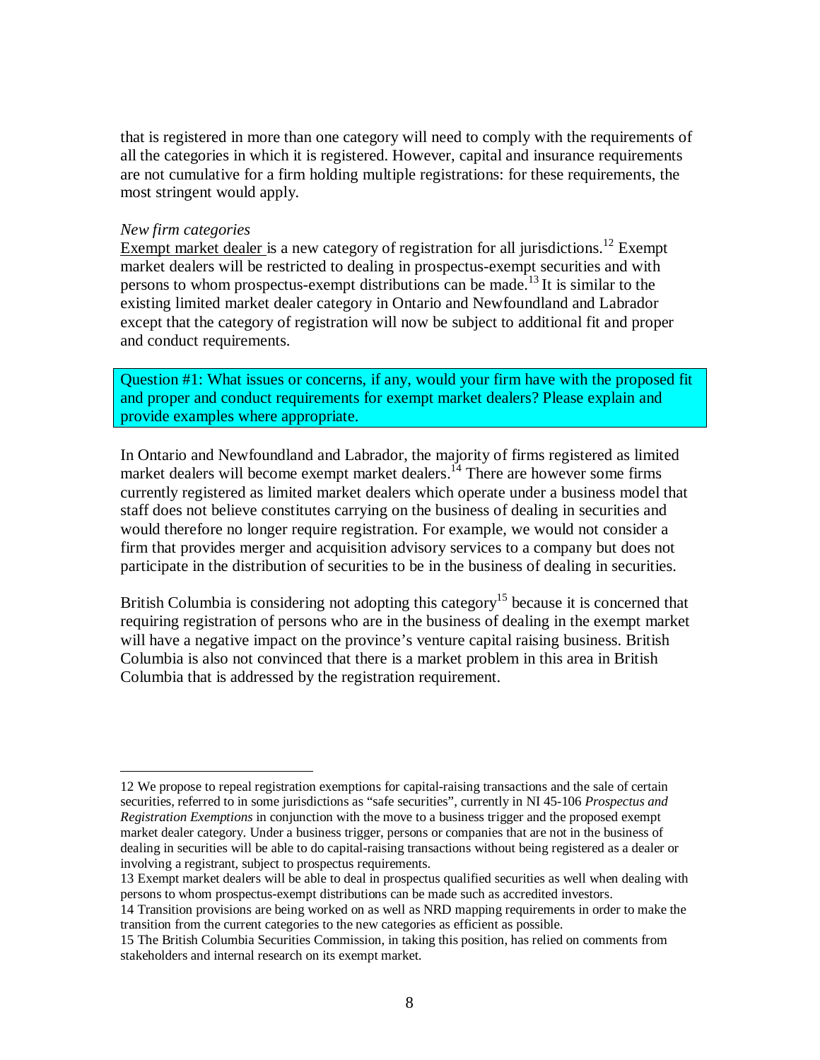that is registered in more than one category will need to comply with the requirements of all the categories in which it is registered. However, capital and insurance requirements are not cumulative for a firm holding multiple registrations: for these requirements, the most stringent would apply.

*New firm categories*

Exempt market dealer is a new category of registration for all jurisdictions.[12] Exempt market dealers will be restricted to dealing in prospectus-exempt securities and with persons to whom prospectus-exempt distributions can be made.[13] It is similar to the existing limited market dealer category in Ontario and Newfoundland and Labrador except that the category of registration will now be subject to additional fit and proper and conduct requirements.

> Question #1: What issues or concerns, if any, would your firm have with the proposed fit and proper and conduct requirements for exempt market dealers? Please explain and provide examples where appropriate.

In Ontario and Newfoundland and Labrador, the majority of firms registered as limited market dealers will become exempt market dealers.[14] There are however some firms currently registered as limited market dealers which operate under a business model that staff does not believe constitutes carrying on the business of dealing in securities and would therefore no longer require registration. For example, we would not consider a firm that provides merger and acquisition advisory services to a company but does not participate in the distribution of securities to be in the business of dealing in securities.

British Columbia is considering not adopting this category[15] because it is concerned that requiring registration of persons who are in the business of dealing in the exempt market will have a negative impact on the province's venture capital raising business. British Columbia is also not convinced that there is a market problem in this area in British Columbia that is addressed by the registration requirement.

---

12 We propose to repeal registration exemptions for capital-raising transactions and the sale of certain securities, referred to in some jurisdictions as "safe securities", currently in NI 45-106 *Prospectus and Registration Exemptions* in conjunction with the move to a business trigger and the proposed exempt market dealer category. Under a business trigger, persons or companies that are not in the business of dealing in securities will be able to do capital-raising transactions without being registered as a dealer or involving a registrant, subject to prospectus requirements.

13 Exempt market dealers will be able to deal in prospectus qualified securities as well when dealing with persons to whom prospectus-exempt distributions can be made such as accredited investors.

14 Transition provisions are being worked on as well as NRD mapping requirements in order to make the transition from the current categories to the new categories as efficient as possible.

15 The British Columbia Securities Commission, in taking this position, has relied on comments from stakeholders and internal research on its exempt market.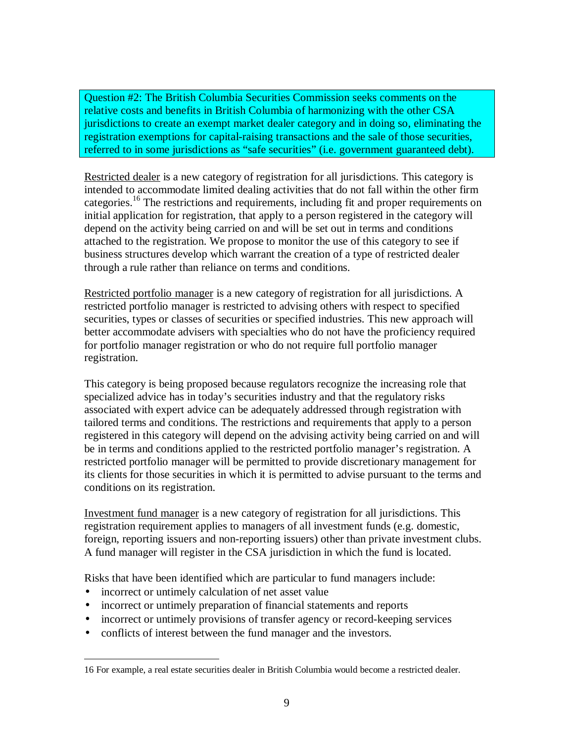Question #2: The British Columbia Securities Commission seeks comments on the relative costs and benefits in British Columbia of harmonizing with the other CSA jurisdictions to create an exempt market dealer category and in doing so, eliminating the registration exemptions for capital-raising transactions and the sale of those securities, referred to in some jurisdictions as "safe securities" (i.e. government guaranteed debt).

Restricted dealer is a new category of registration for all jurisdictions. This category is intended to accommodate limited dealing activities that do not fall within the other firm categories.[16] The restrictions and requirements, including fit and proper requirements on initial application for registration, that apply to a person registered in the category will depend on the activity being carried on and will be set out in terms and conditions attached to the registration. We propose to monitor the use of this category to see if business structures develop which warrant the creation of a type of restricted dealer through a rule rather than reliance on terms and conditions.

Restricted portfolio manager is a new category of registration for all jurisdictions. A restricted portfolio manager is restricted to advising others with respect to specified securities, types or classes of securities or specified industries. This new approach will better accommodate advisers with specialties who do not have the proficiency required for portfolio manager registration or who do not require full portfolio manager registration.

This category is being proposed because regulators recognize the increasing role that specialized advice has in today's securities industry and that the regulatory risks associated with expert advice can be adequately addressed through registration with tailored terms and conditions. The restrictions and requirements that apply to a person registered in this category will depend on the advising activity being carried on and will be in terms and conditions applied to the restricted portfolio manager's registration. A restricted portfolio manager will be permitted to provide discretionary management for its clients for those securities in which it is permitted to advise pursuant to the terms and conditions on its registration.

Investment fund manager is a new category of registration for all jurisdictions. This registration requirement applies to managers of all investment funds (e.g. domestic, foreign, reporting issuers and non-reporting issuers) other than private investment clubs. A fund manager will register in the CSA jurisdiction in which the fund is located.

Risks that have been identified which are particular to fund managers include:

- incorrect or untimely calculation of net asset value
- incorrect or untimely preparation of financial statements and reports
- incorrect or untimely provisions of transfer agency or record-keeping services
- conflicts of interest between the fund manager and the investors.

---

16 For example, a real estate securities dealer in British Columbia would become a restricted dealer.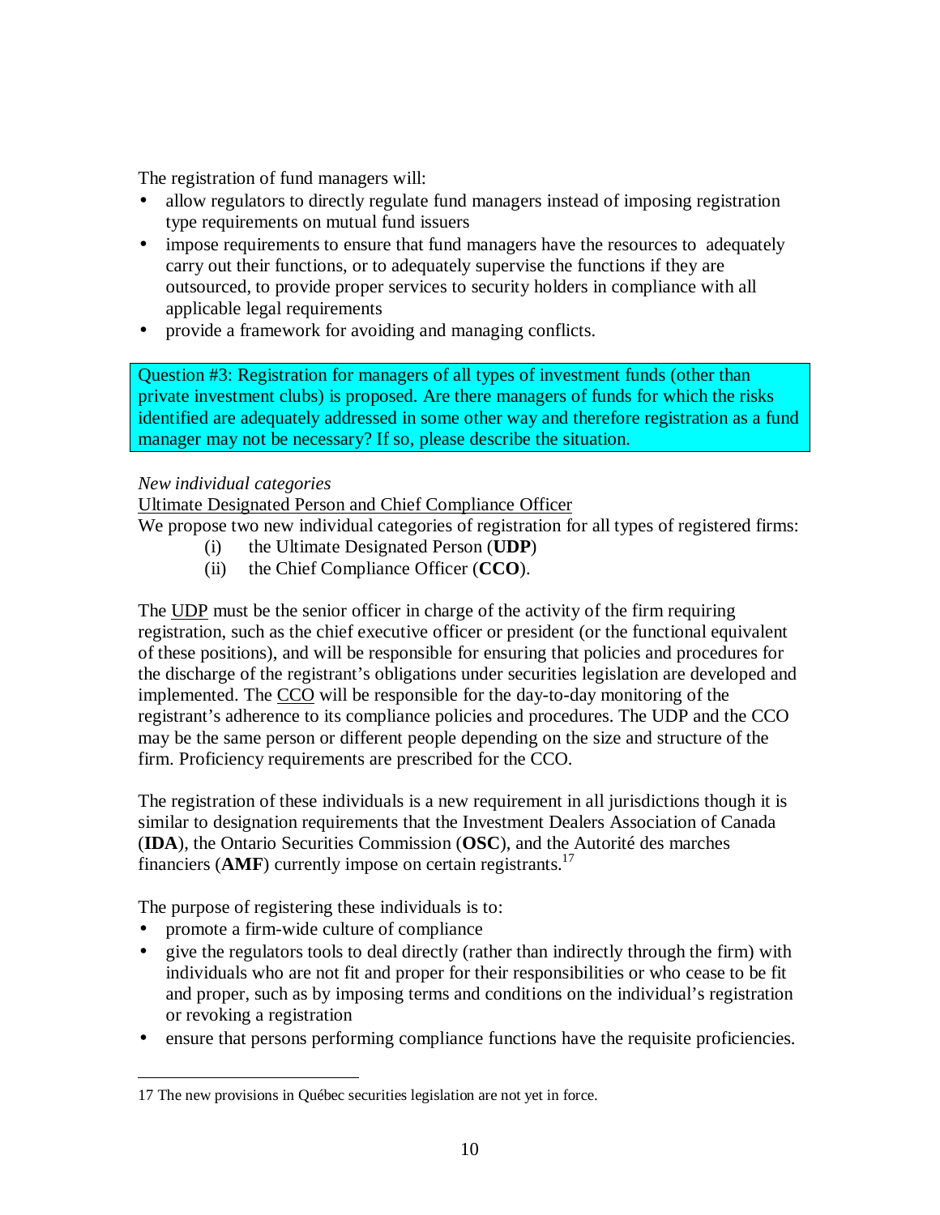The registration of fund managers will:

- allow regulators to directly regulate fund managers instead of imposing registration type requirements on mutual fund issuers
- impose requirements to ensure that fund managers have the resources to adequately carry out their functions, or to adequately supervise the functions if they are outsourced, to provide proper services to security holders in compliance with all applicable legal requirements
- provide a framework for avoiding and managing conflicts.

> Question #3: Registration for managers of all types of investment funds (other than private investment clubs) is proposed. Are there managers of funds for which the risks identified are adequately addressed in some other way and therefore registration as a fund manager may not be necessary? If so, please describe the situation.

*New individual categories*

<u>Ultimate Designated Person and Chief Compliance Officer</u>

We propose two new individual categories of registration for all types of registered firms:

(i) the Ultimate Designated Person (**UDP**)

(ii) the Chief Compliance Officer (**CCO**).

The <u>UDP</u> must be the senior officer in charge of the activity of the firm requiring registration, such as the chief executive officer or president (or the functional equivalent of these positions), and will be responsible for ensuring that policies and procedures for the discharge of the registrant's obligations under securities legislation are developed and implemented. The <u>CCO</u> will be responsible for the day-to-day monitoring of the registrant's adherence to its compliance policies and procedures. The UDP and the CCO may be the same person or different people depending on the size and structure of the firm. Proficiency requirements are prescribed for the CCO.

The registration of these individuals is a new requirement in all jurisdictions though it is similar to designation requirements that the Investment Dealers Association of Canada (**IDA**), the Ontario Securities Commission (**OSC**), and the Autorité des marches financiers (**AMF**) currently impose on certain registrants.[17]

The purpose of registering these individuals is to:

- promote a firm-wide culture of compliance
- give the regulators tools to deal directly (rather than indirectly through the firm) with individuals who are not fit and proper for their responsibilities or who cease to be fit and proper, such as by imposing terms and conditions on the individual's registration or revoking a registration
- ensure that persons performing compliance functions have the requisite proficiencies.

---

17 The new provisions in Québec securities legislation are not yet in force.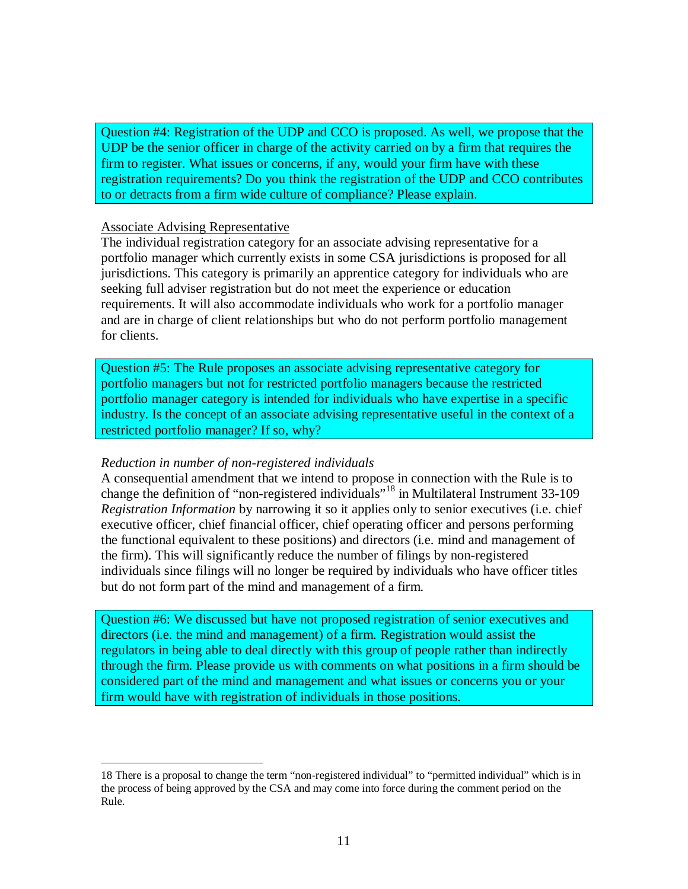Question #4: Registration of the UDP and CCO is proposed. As well, we propose that the UDP be the senior officer in charge of the activity carried on by a firm that requires the firm to register. What issues or concerns, if any, would your firm have with these registration requirements? Do you think the registration of the UDP and CCO contributes to or detracts from a firm wide culture of compliance? Please explain.

Associate Advising Representative

The individual registration category for an associate advising representative for a portfolio manager which currently exists in some CSA jurisdictions is proposed for all jurisdictions. This category is primarily an apprentice category for individuals who are seeking full adviser registration but do not meet the experience or education requirements. It will also accommodate individuals who work for a portfolio manager and are in charge of client relationships but who do not perform portfolio management for clients.

Question #5: The Rule proposes an associate advising representative category for portfolio managers but not for restricted portfolio managers because the restricted portfolio manager category is intended for individuals who have expertise in a specific industry. Is the concept of an associate advising representative useful in the context of a restricted portfolio manager? If so, why?

*Reduction in number of non-registered individuals*

A consequential amendment that we intend to propose in connection with the Rule is to change the definition of "non-registered individuals"[18] in Multilateral Instrument 33-109 *Registration Information* by narrowing it so it applies only to senior executives (i.e. chief executive officer, chief financial officer, chief operating officer and persons performing the functional equivalent to these positions) and directors (i.e. mind and management of the firm). This will significantly reduce the number of filings by non-registered individuals since filings will no longer be required by individuals who have officer titles but do not form part of the mind and management of a firm.

Question #6: We discussed but have not proposed registration of senior executives and directors (i.e. the mind and management) of a firm. Registration would assist the regulators in being able to deal directly with this group of people rather than indirectly through the firm. Please provide us with comments on what positions in a firm should be considered part of the mind and management and what issues or concerns you or your firm would have with registration of individuals in those positions.

18 There is a proposal to change the term "non-registered individual" to "permitted individual" which is in the process of being approved by the CSA and may come into force during the comment period on the Rule.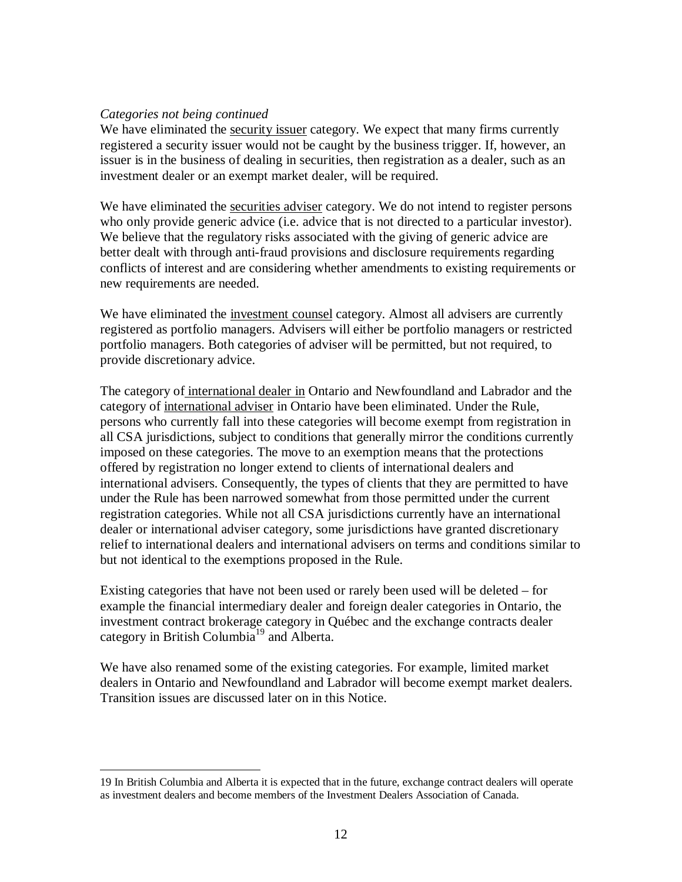*Categories not being continued*

We have eliminated the security issuer category. We expect that many firms currently registered a security issuer would not be caught by the business trigger. If, however, an issuer is in the business of dealing in securities, then registration as a dealer, such as an investment dealer or an exempt market dealer, will be required.

We have eliminated the securities adviser category. We do not intend to register persons who only provide generic advice (i.e. advice that is not directed to a particular investor). We believe that the regulatory risks associated with the giving of generic advice are better dealt with through anti-fraud provisions and disclosure requirements regarding conflicts of interest and are considering whether amendments to existing requirements or new requirements are needed.

We have eliminated the investment counsel category. Almost all advisers are currently registered as portfolio managers. Advisers will either be portfolio managers or restricted portfolio managers. Both categories of adviser will be permitted, but not required, to provide discretionary advice.

The category of international dealer in Ontario and Newfoundland and Labrador and the category of international adviser in Ontario have been eliminated. Under the Rule, persons who currently fall into these categories will become exempt from registration in all CSA jurisdictions, subject to conditions that generally mirror the conditions currently imposed on these categories. The move to an exemption means that the protections offered by registration no longer extend to clients of international dealers and international advisers. Consequently, the types of clients that they are permitted to have under the Rule has been narrowed somewhat from those permitted under the current registration categories. While not all CSA jurisdictions currently have an international dealer or international adviser category, some jurisdictions have granted discretionary relief to international dealers and international advisers on terms and conditions similar to but not identical to the exemptions proposed in the Rule.

Existing categories that have not been used or rarely been used will be deleted – for example the financial intermediary dealer and foreign dealer categories in Ontario, the investment contract brokerage category in Québec and the exchange contracts dealer category in British Columbia[19] and Alberta.

We have also renamed some of the existing categories. For example, limited market dealers in Ontario and Newfoundland and Labrador will become exempt market dealers. Transition issues are discussed later on in this Notice.

---

19 In British Columbia and Alberta it is expected that in the future, exchange contract dealers will operate as investment dealers and become members of the Investment Dealers Association of Canada.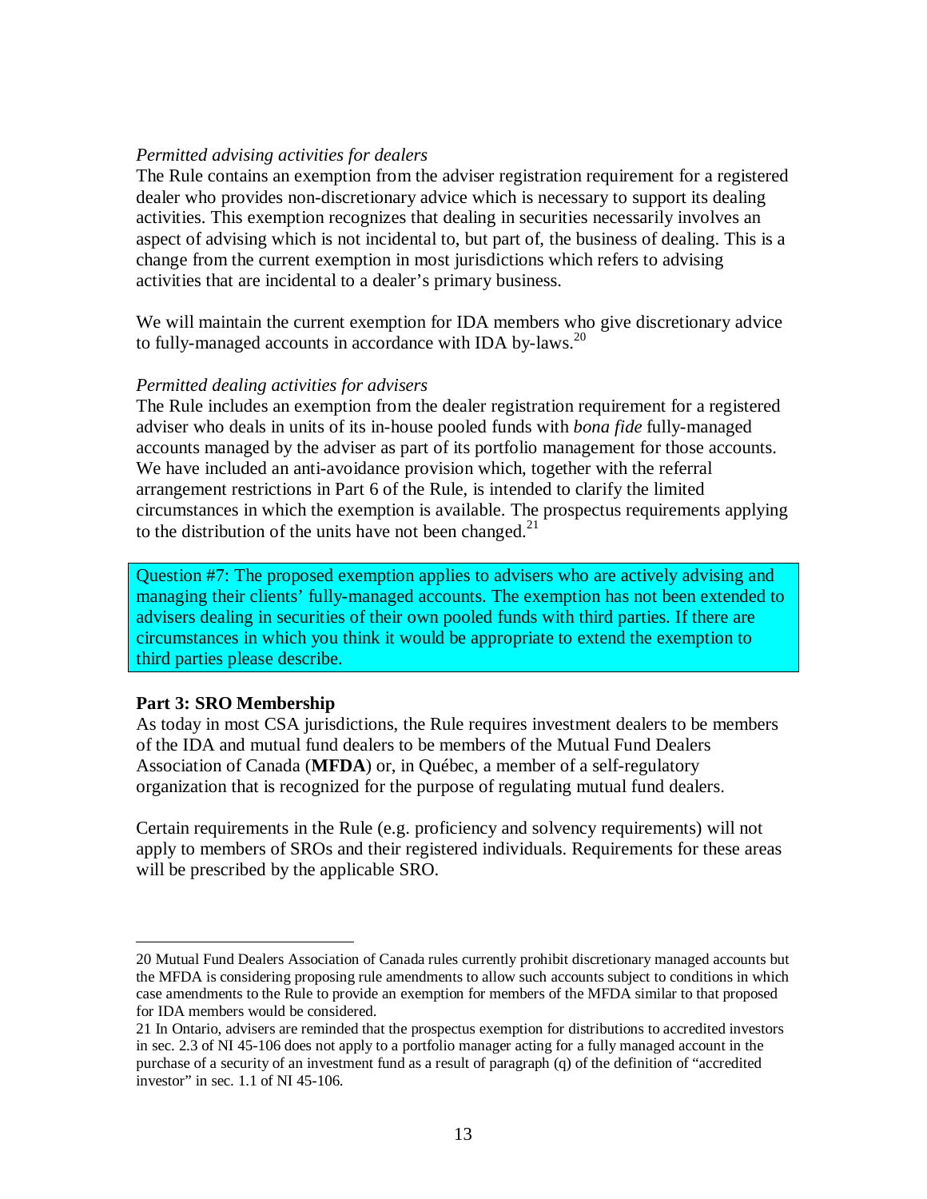*Permitted advising activities for dealers*
The Rule contains an exemption from the adviser registration requirement for a registered dealer who provides non-discretionary advice which is necessary to support its dealing activities. This exemption recognizes that dealing in securities necessarily involves an aspect of advising which is not incidental to, but part of, the business of dealing. This is a change from the current exemption in most jurisdictions which refers to advising activities that are incidental to a dealer's primary business.

We will maintain the current exemption for IDA members who give discretionary advice to fully-managed accounts in accordance with IDA by-laws.[20]

*Permitted dealing activities for advisers*
The Rule includes an exemption from the dealer registration requirement for a registered adviser who deals in units of its in-house pooled funds with *bona fide* fully-managed accounts managed by the adviser as part of its portfolio management for those accounts. We have included an anti-avoidance provision which, together with the referral arrangement restrictions in Part 6 of the Rule, is intended to clarify the limited circumstances in which the exemption is available. The prospectus requirements applying to the distribution of the units have not been changed.[21]

Question #7: The proposed exemption applies to advisers who are actively advising and managing their clients' fully-managed accounts. The exemption has not been extended to advisers dealing in securities of their own pooled funds with third parties. If there are circumstances in which you think it would be appropriate to extend the exemption to third parties please describe.

**Part 3: SRO Membership**
As today in most CSA jurisdictions, the Rule requires investment dealers to be members of the IDA and mutual fund dealers to be members of the Mutual Fund Dealers Association of Canada (**MFDA**) or, in Québec, a member of a self-regulatory organization that is recognized for the purpose of regulating mutual fund dealers.

Certain requirements in the Rule (e.g. proficiency and solvency requirements) will not apply to members of SROs and their registered individuals. Requirements for these areas will be prescribed by the applicable SRO.

---

20 Mutual Fund Dealers Association of Canada rules currently prohibit discretionary managed accounts but the MFDA is considering proposing rule amendments to allow such accounts subject to conditions in which case amendments to the Rule to provide an exemption for members of the MFDA similar to that proposed for IDA members would be considered.

21 In Ontario, advisers are reminded that the prospectus exemption for distributions to accredited investors in sec. 2.3 of NI 45-106 does not apply to a portfolio manager acting for a fully managed account in the purchase of a security of an investment fund as a result of paragraph (q) of the definition of "accredited investor" in sec. 1.1 of NI 45-106.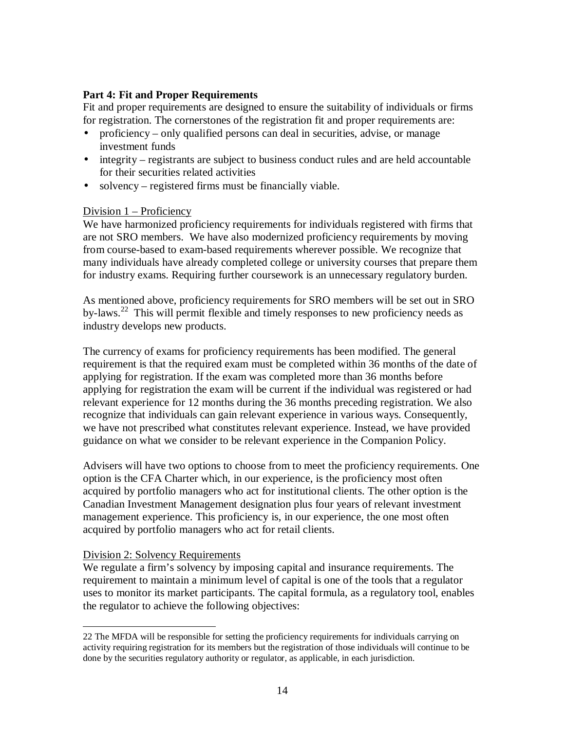**Part 4: Fit and Proper Requirements**

Fit and proper requirements are designed to ensure the suitability of individuals or firms for registration. The cornerstones of the registration fit and proper requirements are:

- proficiency – only qualified persons can deal in securities, advise, or manage investment funds
- integrity – registrants are subject to business conduct rules and are held accountable for their securities related activities
- solvency – registered firms must be financially viable.

Division 1 – Proficiency

We have harmonized proficiency requirements for individuals registered with firms that are not SRO members. We have also modernized proficiency requirements by moving from course-based to exam-based requirements wherever possible. We recognize that many individuals have already completed college or university courses that prepare them for industry exams. Requiring further coursework is an unnecessary regulatory burden.

As mentioned above, proficiency requirements for SRO members will be set out in SRO by-laws.[22] This will permit flexible and timely responses to new proficiency needs as industry develops new products.

The currency of exams for proficiency requirements has been modified. The general requirement is that the required exam must be completed within 36 months of the date of applying for registration. If the exam was completed more than 36 months before applying for registration the exam will be current if the individual was registered or had relevant experience for 12 months during the 36 months preceding registration. We also recognize that individuals can gain relevant experience in various ways. Consequently, we have not prescribed what constitutes relevant experience. Instead, we have provided guidance on what we consider to be relevant experience in the Companion Policy.

Advisers will have two options to choose from to meet the proficiency requirements. One option is the CFA Charter which, in our experience, is the proficiency most often acquired by portfolio managers who act for institutional clients. The other option is the Canadian Investment Management designation plus four years of relevant investment management experience. This proficiency is, in our experience, the one most often acquired by portfolio managers who act for retail clients.

Division 2: Solvency Requirements

We regulate a firm's solvency by imposing capital and insurance requirements. The requirement to maintain a minimum level of capital is one of the tools that a regulator uses to monitor its market participants. The capital formula, as a regulatory tool, enables the regulator to achieve the following objectives:

---

22 The MFDA will be responsible for setting the proficiency requirements for individuals carrying on activity requiring registration for its members but the registration of those individuals will continue to be done by the securities regulatory authority or regulator, as applicable, in each jurisdiction.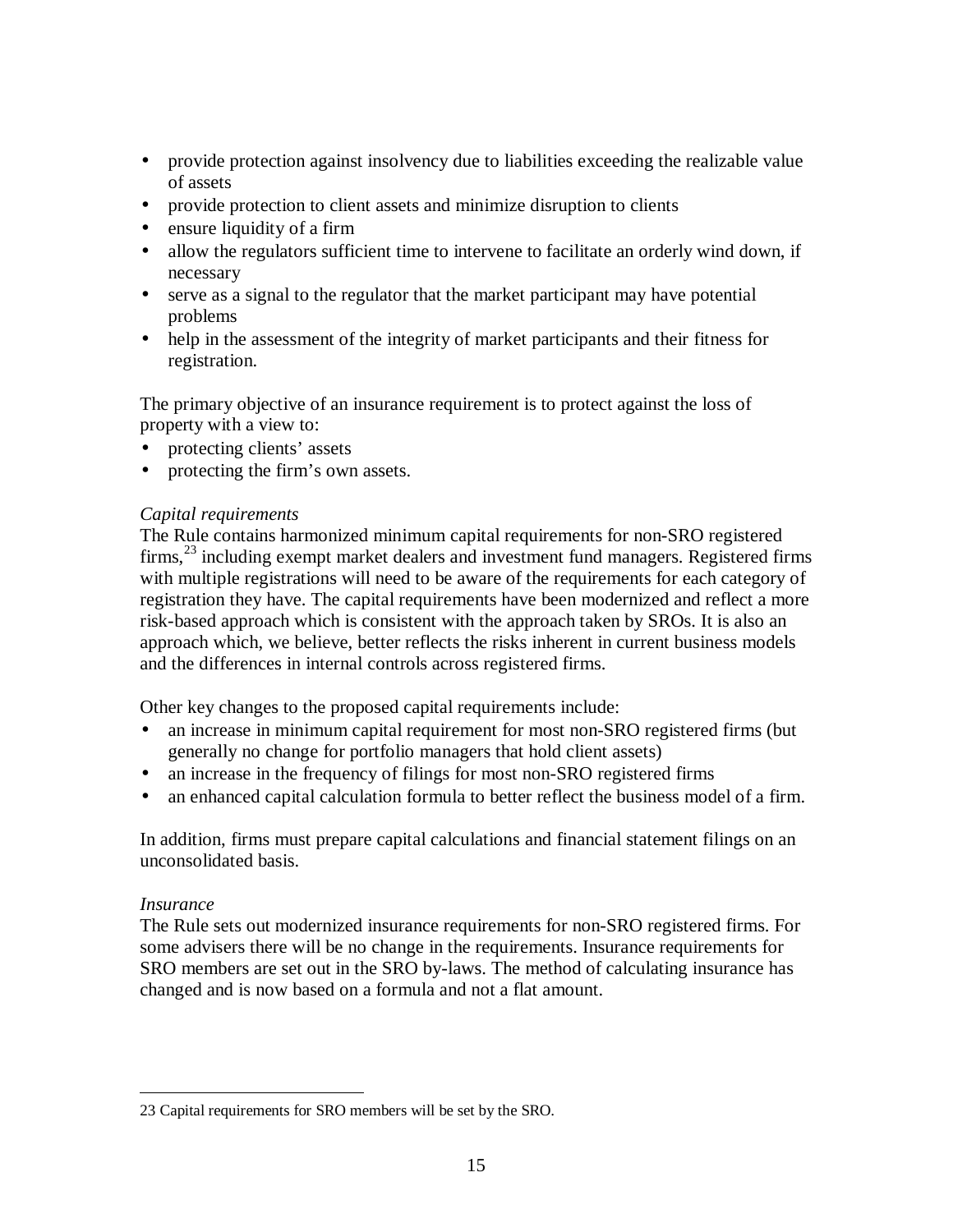- provide protection against insolvency due to liabilities exceeding the realizable value of assets
- provide protection to client assets and minimize disruption to clients
- ensure liquidity of a firm
- allow the regulators sufficient time to intervene to facilitate an orderly wind down, if necessary
- serve as a signal to the regulator that the market participant may have potential problems
- help in the assessment of the integrity of market participants and their fitness for registration.

The primary objective of an insurance requirement is to protect against the loss of property with a view to:

- protecting clients' assets
- protecting the firm's own assets.

*Capital requirements*

The Rule contains harmonized minimum capital requirements for non-SRO registered firms,[23] including exempt market dealers and investment fund managers. Registered firms with multiple registrations will need to be aware of the requirements for each category of registration they have. The capital requirements have been modernized and reflect a more risk-based approach which is consistent with the approach taken by SROs. It is also an approach which, we believe, better reflects the risks inherent in current business models and the differences in internal controls across registered firms.

Other key changes to the proposed capital requirements include:

- an increase in minimum capital requirement for most non-SRO registered firms (but generally no change for portfolio managers that hold client assets)
- an increase in the frequency of filings for most non-SRO registered firms
- an enhanced capital calculation formula to better reflect the business model of a firm.

In addition, firms must prepare capital calculations and financial statement filings on an unconsolidated basis.

*Insurance*

The Rule sets out modernized insurance requirements for non-SRO registered firms. For some advisers there will be no change in the requirements. Insurance requirements for SRO members are set out in the SRO by-laws. The method of calculating insurance has changed and is now based on a formula and not a flat amount.

---

23 Capital requirements for SRO members will be set by the SRO.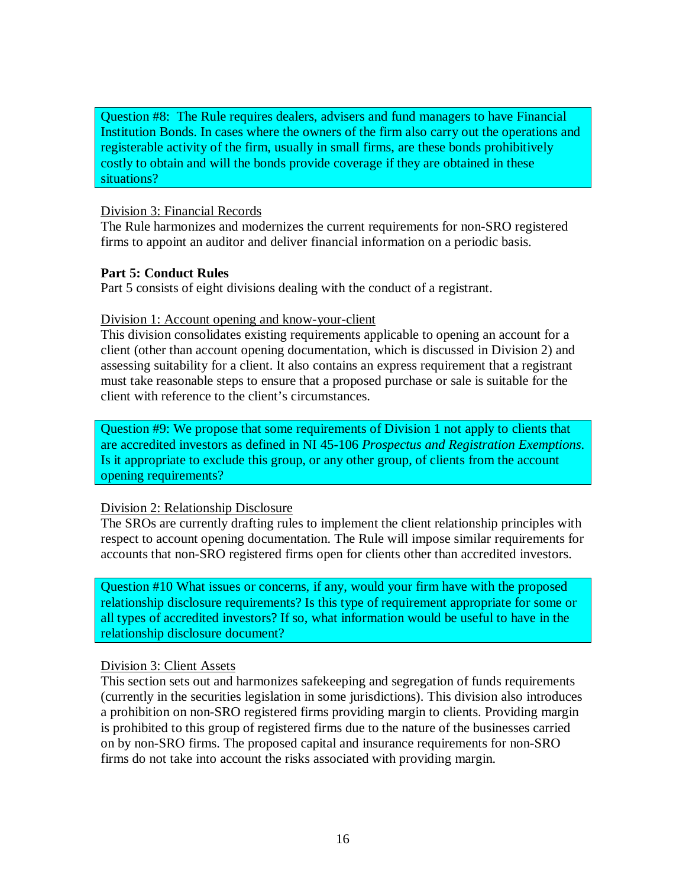Question #8: The Rule requires dealers, advisers and fund managers to have Financial Institution Bonds. In cases where the owners of the firm also carry out the operations and registerable activity of the firm, usually in small firms, are these bonds prohibitively costly to obtain and will the bonds provide coverage if they are obtained in these situations?

Division 3: Financial Records

The Rule harmonizes and modernizes the current requirements for non-SRO registered firms to appoint an auditor and deliver financial information on a periodic basis.

**Part 5: Conduct Rules**

Part 5 consists of eight divisions dealing with the conduct of a registrant.

Division 1: Account opening and know-your-client

This division consolidates existing requirements applicable to opening an account for a client (other than account opening documentation, which is discussed in Division 2) and assessing suitability for a client. It also contains an express requirement that a registrant must take reasonable steps to ensure that a proposed purchase or sale is suitable for the client with reference to the client's circumstances.

Question #9: We propose that some requirements of Division 1 not apply to clients that are accredited investors as defined in NI 45-106 *Prospectus and Registration Exemptions*. Is it appropriate to exclude this group, or any other group, of clients from the account opening requirements?

Division 2: Relationship Disclosure

The SROs are currently drafting rules to implement the client relationship principles with respect to account opening documentation. The Rule will impose similar requirements for accounts that non-SRO registered firms open for clients other than accredited investors.

Question #10 What issues or concerns, if any, would your firm have with the proposed relationship disclosure requirements? Is this type of requirement appropriate for some or all types of accredited investors? If so, what information would be useful to have in the relationship disclosure document?

Division 3: Client Assets

This section sets out and harmonizes safekeeping and segregation of funds requirements (currently in the securities legislation in some jurisdictions). This division also introduces a prohibition on non-SRO registered firms providing margin to clients. Providing margin is prohibited to this group of registered firms due to the nature of the businesses carried on by non-SRO firms. The proposed capital and insurance requirements for non-SRO firms do not take into account the risks associated with providing margin.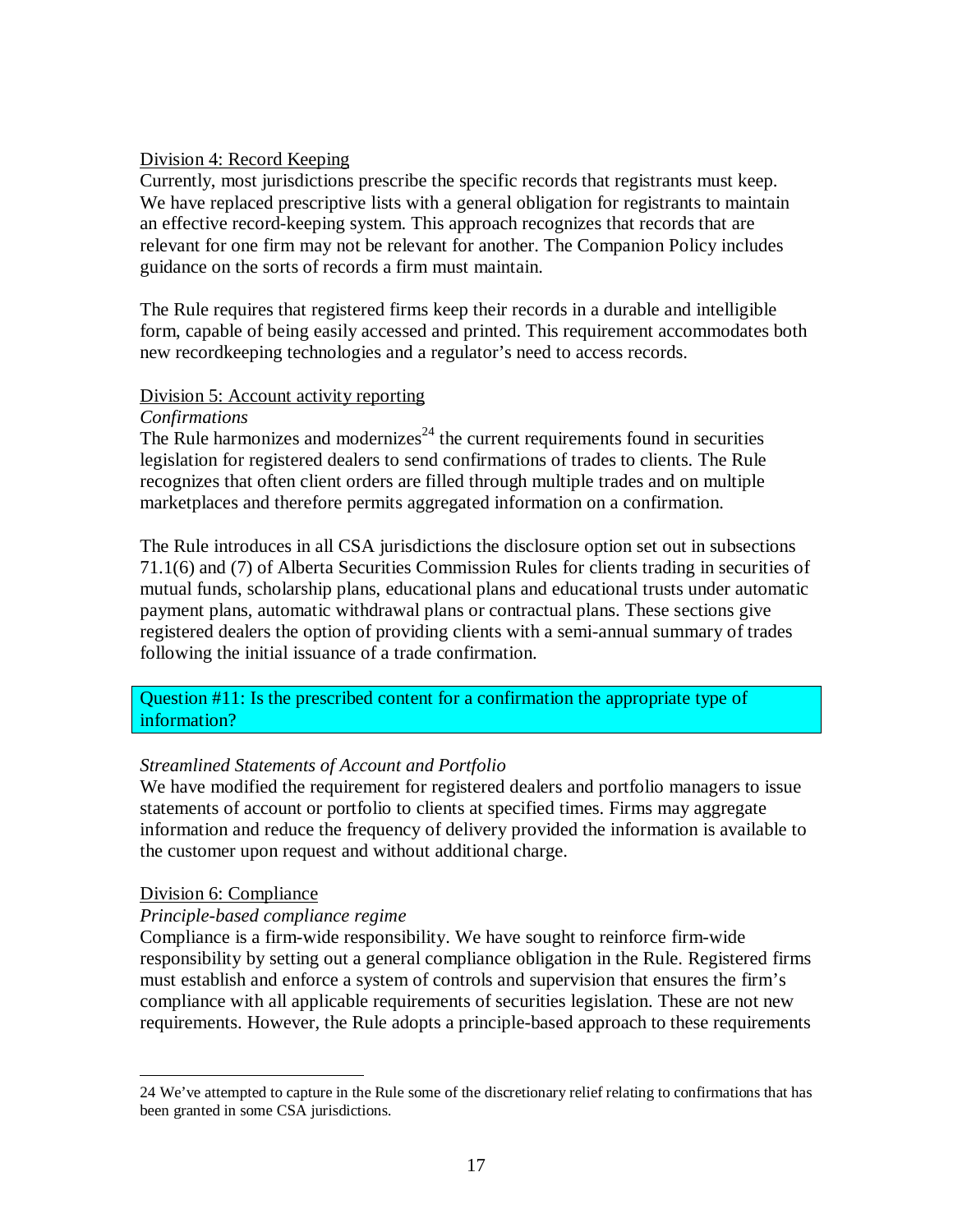### Division 4: Record Keeping

Currently, most jurisdictions prescribe the specific records that registrants must keep. We have replaced prescriptive lists with a general obligation for registrants to maintain an effective record-keeping system. This approach recognizes that records that are relevant for one firm may not be relevant for another. The Companion Policy includes guidance on the sorts of records a firm must maintain.

The Rule requires that registered firms keep their records in a durable and intelligible form, capable of being easily accessed and printed. This requirement accommodates both new recordkeeping technologies and a regulator's need to access records.

### Division 5: Account activity reporting

*Confirmations*

The Rule harmonizes and modernizes[24] the current requirements found in securities legislation for registered dealers to send confirmations of trades to clients. The Rule recognizes that often client orders are filled through multiple trades and on multiple marketplaces and therefore permits aggregated information on a confirmation.

The Rule introduces in all CSA jurisdictions the disclosure option set out in subsections 71.1(6) and (7) of Alberta Securities Commission Rules for clients trading in securities of mutual funds, scholarship plans, educational plans and educational trusts under automatic payment plans, automatic withdrawal plans or contractual plans. These sections give registered dealers the option of providing clients with a semi-annual summary of trades following the initial issuance of a trade confirmation.

> Question #11: Is the prescribed content for a confirmation the appropriate type of information?

*Streamlined Statements of Account and Portfolio*

We have modified the requirement for registered dealers and portfolio managers to issue statements of account or portfolio to clients at specified times. Firms may aggregate information and reduce the frequency of delivery provided the information is available to the customer upon request and without additional charge.

### Division 6: Compliance

*Principle-based compliance regime*

Compliance is a firm-wide responsibility. We have sought to reinforce firm-wide responsibility by setting out a general compliance obligation in the Rule. Registered firms must establish and enforce a system of controls and supervision that ensures the firm's compliance with all applicable requirements of securities legislation. These are not new requirements. However, the Rule adopts a principle-based approach to these requirements

---

24 We've attempted to capture in the Rule some of the discretionary relief relating to confirmations that has been granted in some CSA jurisdictions.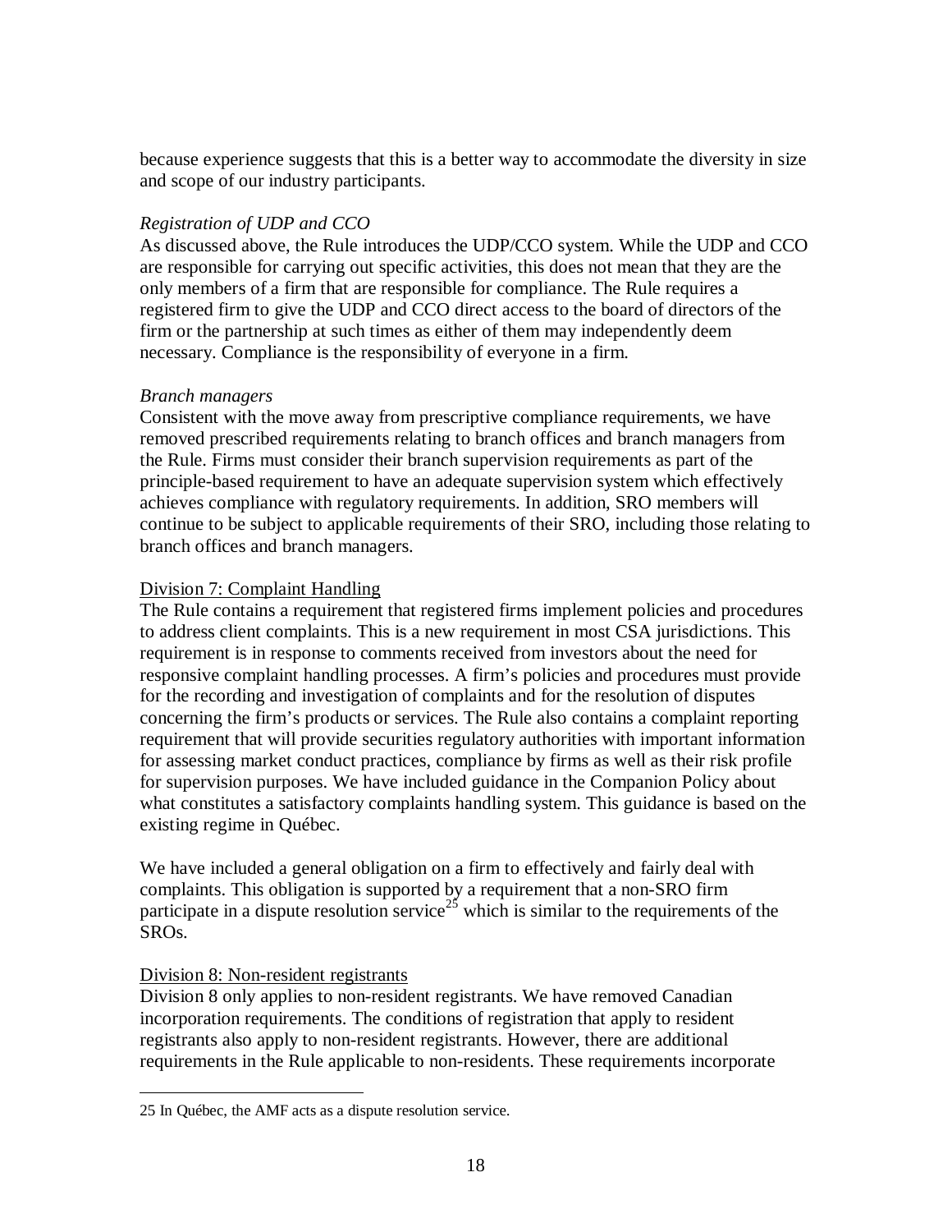because experience suggests that this is a better way to accommodate the diversity in size and scope of our industry participants.

*Registration of UDP and CCO*

As discussed above, the Rule introduces the UDP/CCO system. While the UDP and CCO are responsible for carrying out specific activities, this does not mean that they are the only members of a firm that are responsible for compliance. The Rule requires a registered firm to give the UDP and CCO direct access to the board of directors of the firm or the partnership at such times as either of them may independently deem necessary. Compliance is the responsibility of everyone in a firm.

*Branch managers*

Consistent with the move away from prescriptive compliance requirements, we have removed prescribed requirements relating to branch offices and branch managers from the Rule. Firms must consider their branch supervision requirements as part of the principle-based requirement to have an adequate supervision system which effectively achieves compliance with regulatory requirements. In addition, SRO members will continue to be subject to applicable requirements of their SRO, including those relating to branch offices and branch managers.

Division 7: Complaint Handling

The Rule contains a requirement that registered firms implement policies and procedures to address client complaints. This is a new requirement in most CSA jurisdictions. This requirement is in response to comments received from investors about the need for responsive complaint handling processes. A firm's policies and procedures must provide for the recording and investigation of complaints and for the resolution of disputes concerning the firm's products or services. The Rule also contains a complaint reporting requirement that will provide securities regulatory authorities with important information for assessing market conduct practices, compliance by firms as well as their risk profile for supervision purposes. We have included guidance in the Companion Policy about what constitutes a satisfactory complaints handling system. This guidance is based on the existing regime in Québec.

We have included a general obligation on a firm to effectively and fairly deal with complaints. This obligation is supported by a requirement that a non-SRO firm participate in a dispute resolution service[25] which is similar to the requirements of the SROs.

Division 8: Non-resident registrants

Division 8 only applies to non-resident registrants. We have removed Canadian incorporation requirements. The conditions of registration that apply to resident registrants also apply to non-resident registrants. However, there are additional requirements in the Rule applicable to non-residents. These requirements incorporate

---

25 In Québec, the AMF acts as a dispute resolution service.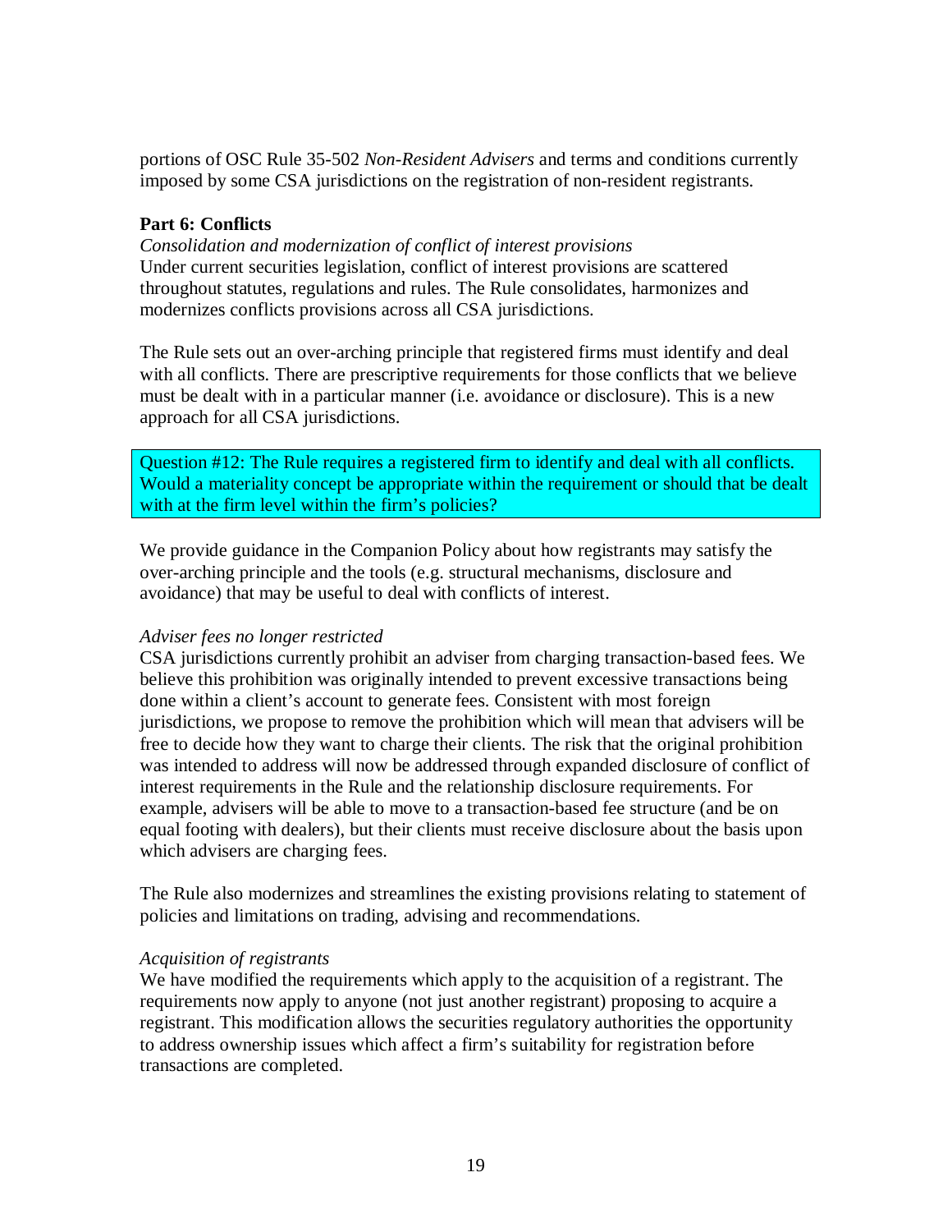portions of OSC Rule 35-502 *Non-Resident Advisers* and terms and conditions currently imposed by some CSA jurisdictions on the registration of non-resident registrants.

**Part 6: Conflicts**

*Consolidation and modernization of conflict of interest provisions*

Under current securities legislation, conflict of interest provisions are scattered throughout statutes, regulations and rules. The Rule consolidates, harmonizes and modernizes conflicts provisions across all CSA jurisdictions.

The Rule sets out an over-arching principle that registered firms must identify and deal with all conflicts. There are prescriptive requirements for those conflicts that we believe must be dealt with in a particular manner (i.e. avoidance or disclosure). This is a new approach for all CSA jurisdictions.

> Question #12: The Rule requires a registered firm to identify and deal with all conflicts. Would a materiality concept be appropriate within the requirement or should that be dealt with at the firm level within the firm's policies?

We provide guidance in the Companion Policy about how registrants may satisfy the over-arching principle and the tools (e.g. structural mechanisms, disclosure and avoidance) that may be useful to deal with conflicts of interest.

*Adviser fees no longer restricted*

CSA jurisdictions currently prohibit an adviser from charging transaction-based fees. We believe this prohibition was originally intended to prevent excessive transactions being done within a client's account to generate fees. Consistent with most foreign jurisdictions, we propose to remove the prohibition which will mean that advisers will be free to decide how they want to charge their clients. The risk that the original prohibition was intended to address will now be addressed through expanded disclosure of conflict of interest requirements in the Rule and the relationship disclosure requirements. For example, advisers will be able to move to a transaction-based fee structure (and be on equal footing with dealers), but their clients must receive disclosure about the basis upon which advisers are charging fees.

The Rule also modernizes and streamlines the existing provisions relating to statement of policies and limitations on trading, advising and recommendations.

*Acquisition of registrants*

We have modified the requirements which apply to the acquisition of a registrant. The requirements now apply to anyone (not just another registrant) proposing to acquire a registrant. This modification allows the securities regulatory authorities the opportunity to address ownership issues which affect a firm's suitability for registration before transactions are completed.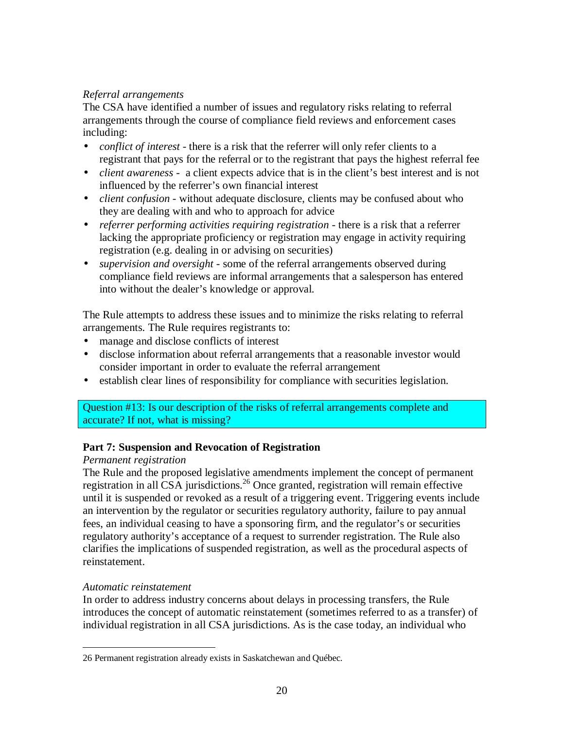*Referral arrangements*
The CSA have identified a number of issues and regulatory risks relating to referral arrangements through the course of compliance field reviews and enforcement cases including:

- *conflict of interest* - there is a risk that the referrer will only refer clients to a registrant that pays for the referral or to the registrant that pays the highest referral fee
- *client awareness* - a client expects advice that is in the client's best interest and is not influenced by the referrer's own financial interest
- *client confusion* - without adequate disclosure, clients may be confused about who they are dealing with and who to approach for advice
- *referrer performing activities requiring registration* - there is a risk that a referrer lacking the appropriate proficiency or registration may engage in activity requiring registration (e.g. dealing in or advising on securities)
- *supervision and oversight* - some of the referral arrangements observed during compliance field reviews are informal arrangements that a salesperson has entered into without the dealer's knowledge or approval.

The Rule attempts to address these issues and to minimize the risks relating to referral arrangements. The Rule requires registrants to:

- manage and disclose conflicts of interest
- disclose information about referral arrangements that a reasonable investor would consider important in order to evaluate the referral arrangement
- establish clear lines of responsibility for compliance with securities legislation.

Question #13: Is our description of the risks of referral arrangements complete and accurate? If not, what is missing?

**Part 7: Suspension and Revocation of Registration**

*Permanent registration*
The Rule and the proposed legislative amendments implement the concept of permanent registration in all CSA jurisdictions.[26] Once granted, registration will remain effective until it is suspended or revoked as a result of a triggering event. Triggering events include an intervention by the regulator or securities regulatory authority, failure to pay annual fees, an individual ceasing to have a sponsoring firm, and the regulator's or securities regulatory authority's acceptance of a request to surrender registration. The Rule also clarifies the implications of suspended registration, as well as the procedural aspects of reinstatement.

*Automatic reinstatement*
In order to address industry concerns about delays in processing transfers, the Rule introduces the concept of automatic reinstatement (sometimes referred to as a transfer) of individual registration in all CSA jurisdictions. As is the case today, an individual who

26 Permanent registration already exists in Saskatchewan and Québec.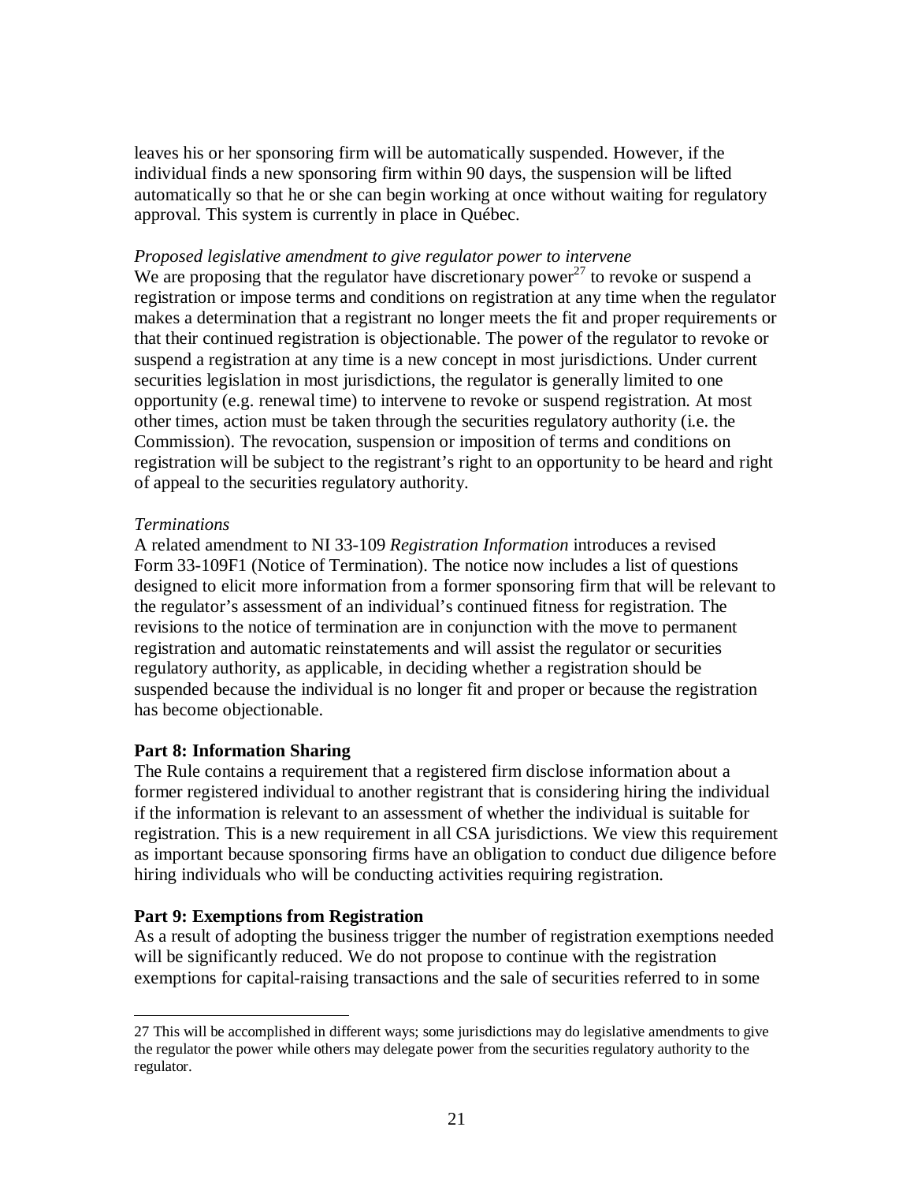leaves his or her sponsoring firm will be automatically suspended. However, if the individual finds a new sponsoring firm within 90 days, the suspension will be lifted automatically so that he or she can begin working at once without waiting for regulatory approval. This system is currently in place in Québec.

*Proposed legislative amendment to give regulator power to intervene*

We are proposing that the regulator have discretionary power[27] to revoke or suspend a registration or impose terms and conditions on registration at any time when the regulator makes a determination that a registrant no longer meets the fit and proper requirements or that their continued registration is objectionable. The power of the regulator to revoke or suspend a registration at any time is a new concept in most jurisdictions. Under current securities legislation in most jurisdictions, the regulator is generally limited to one opportunity (e.g. renewal time) to intervene to revoke or suspend registration. At most other times, action must be taken through the securities regulatory authority (i.e. the Commission). The revocation, suspension or imposition of terms and conditions on registration will be subject to the registrant's right to an opportunity to be heard and right of appeal to the securities regulatory authority.

*Terminations*

A related amendment to NI 33-109 *Registration Information* introduces a revised Form 33-109F1 (Notice of Termination). The notice now includes a list of questions designed to elicit more information from a former sponsoring firm that will be relevant to the regulator's assessment of an individual's continued fitness for registration. The revisions to the notice of termination are in conjunction with the move to permanent registration and automatic reinstatements and will assist the regulator or securities regulatory authority, as applicable, in deciding whether a registration should be suspended because the individual is no longer fit and proper or because the registration has become objectionable.

**Part 8: Information Sharing**

The Rule contains a requirement that a registered firm disclose information about a former registered individual to another registrant that is considering hiring the individual if the information is relevant to an assessment of whether the individual is suitable for registration. This is a new requirement in all CSA jurisdictions. We view this requirement as important because sponsoring firms have an obligation to conduct due diligence before hiring individuals who will be conducting activities requiring registration.

**Part 9: Exemptions from Registration**

As a result of adopting the business trigger the number of registration exemptions needed will be significantly reduced. We do not propose to continue with the registration exemptions for capital-raising transactions and the sale of securities referred to in some

---

27 This will be accomplished in different ways; some jurisdictions may do legislative amendments to give the regulator the power while others may delegate power from the securities regulatory authority to the regulator.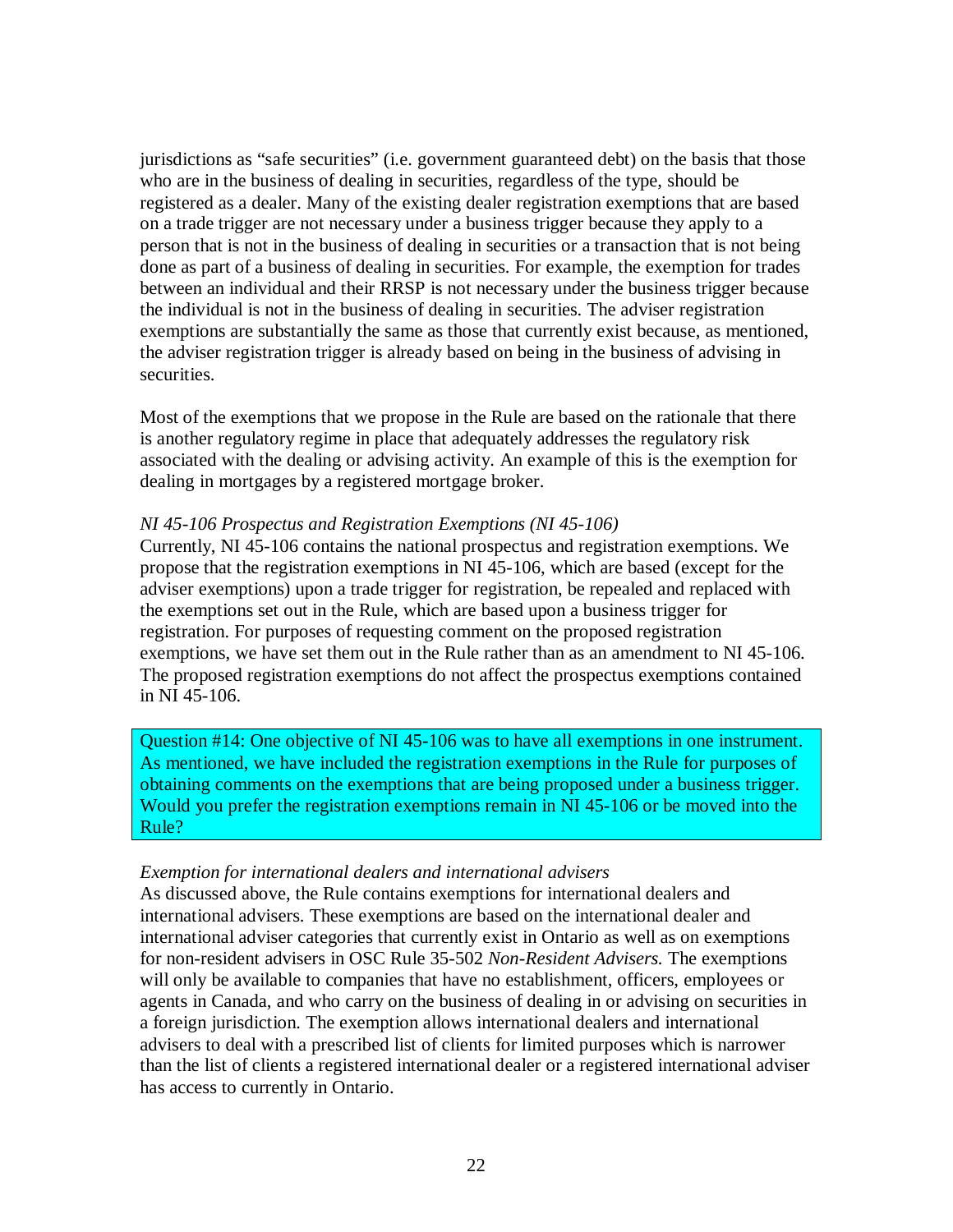jurisdictions as "safe securities" (i.e. government guaranteed debt) on the basis that those who are in the business of dealing in securities, regardless of the type, should be registered as a dealer. Many of the existing dealer registration exemptions that are based on a trade trigger are not necessary under a business trigger because they apply to a person that is not in the business of dealing in securities or a transaction that is not being done as part of a business of dealing in securities. For example, the exemption for trades between an individual and their RRSP is not necessary under the business trigger because the individual is not in the business of dealing in securities. The adviser registration exemptions are substantially the same as those that currently exist because, as mentioned, the adviser registration trigger is already based on being in the business of advising in securities.

Most of the exemptions that we propose in the Rule are based on the rationale that there is another regulatory regime in place that adequately addresses the regulatory risk associated with the dealing or advising activity. An example of this is the exemption for dealing in mortgages by a registered mortgage broker.

*NI 45-106 Prospectus and Registration Exemptions (NI 45-106)*

Currently, NI 45-106 contains the national prospectus and registration exemptions. We propose that the registration exemptions in NI 45-106, which are based (except for the adviser exemptions) upon a trade trigger for registration, be repealed and replaced with the exemptions set out in the Rule, which are based upon a business trigger for registration. For purposes of requesting comment on the proposed registration exemptions, we have set them out in the Rule rather than as an amendment to NI 45-106. The proposed registration exemptions do not affect the prospectus exemptions contained in NI 45-106.

> Question #14: One objective of NI 45-106 was to have all exemptions in one instrument. As mentioned, we have included the registration exemptions in the Rule for purposes of obtaining comments on the exemptions that are being proposed under a business trigger. Would you prefer the registration exemptions remain in NI 45-106 or be moved into the Rule?

*Exemption for international dealers and international advisers*

As discussed above, the Rule contains exemptions for international dealers and international advisers. These exemptions are based on the international dealer and international adviser categories that currently exist in Ontario as well as on exemptions for non-resident advisers in OSC Rule 35-502 *Non-Resident Advisers*. The exemptions will only be available to companies that have no establishment, officers, employees or agents in Canada, and who carry on the business of dealing in or advising on securities in a foreign jurisdiction. The exemption allows international dealers and international advisers to deal with a prescribed list of clients for limited purposes which is narrower than the list of clients a registered international dealer or a registered international adviser has access to currently in Ontario.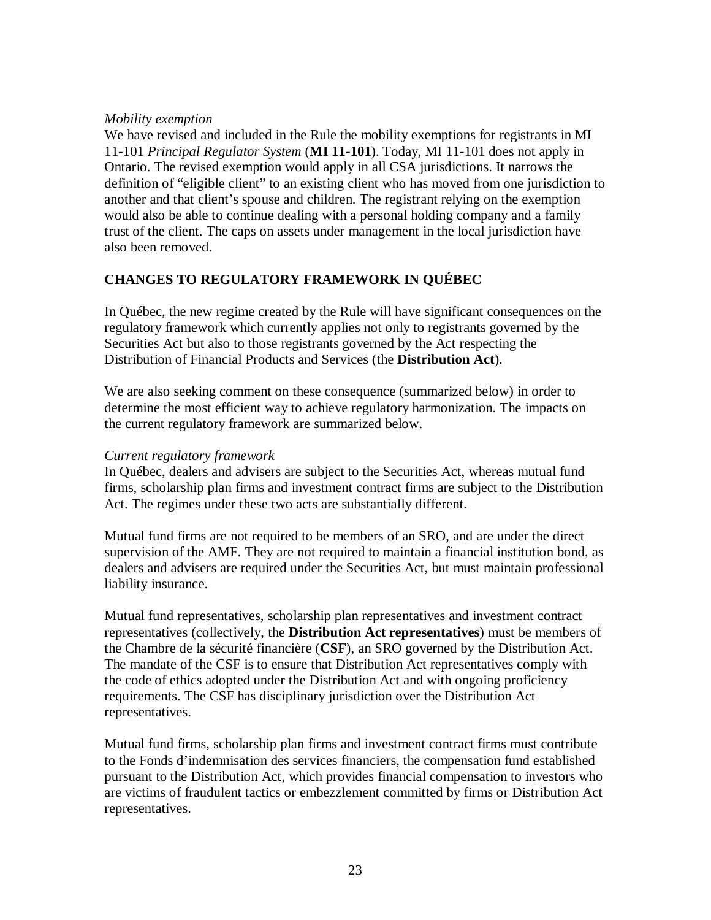*Mobility exemption*
We have revised and included in the Rule the mobility exemptions for registrants in MI 11-101 *Principal Regulator System* (**MI 11-101**). Today, MI 11-101 does not apply in Ontario. The revised exemption would apply in all CSA jurisdictions. It narrows the definition of "eligible client" to an existing client who has moved from one jurisdiction to another and that client's spouse and children. The registrant relying on the exemption would also be able to continue dealing with a personal holding company and a family trust of the client. The caps on assets under management in the local jurisdiction have also been removed.

## CHANGES TO REGULATORY FRAMEWORK IN QUÉBEC

In Québec, the new regime created by the Rule will have significant consequences on the regulatory framework which currently applies not only to registrants governed by the Securities Act but also to those registrants governed by the Act respecting the Distribution of Financial Products and Services (the **Distribution Act**).

We are also seeking comment on these consequence (summarized below) in order to determine the most efficient way to achieve regulatory harmonization. The impacts on the current regulatory framework are summarized below.

*Current regulatory framework*
In Québec, dealers and advisers are subject to the Securities Act, whereas mutual fund firms, scholarship plan firms and investment contract firms are subject to the Distribution Act. The regimes under these two acts are substantially different.

Mutual fund firms are not required to be members of an SRO, and are under the direct supervision of the AMF. They are not required to maintain a financial institution bond, as dealers and advisers are required under the Securities Act, but must maintain professional liability insurance.

Mutual fund representatives, scholarship plan representatives and investment contract representatives (collectively, the **Distribution Act representatives**) must be members of the Chambre de la sécurité financière (**CSF**), an SRO governed by the Distribution Act. The mandate of the CSF is to ensure that Distribution Act representatives comply with the code of ethics adopted under the Distribution Act and with ongoing proficiency requirements. The CSF has disciplinary jurisdiction over the Distribution Act representatives.

Mutual fund firms, scholarship plan firms and investment contract firms must contribute to the Fonds d'indemnisation des services financiers, the compensation fund established pursuant to the Distribution Act, which provides financial compensation to investors who are victims of fraudulent tactics or embezzlement committed by firms or Distribution Act representatives.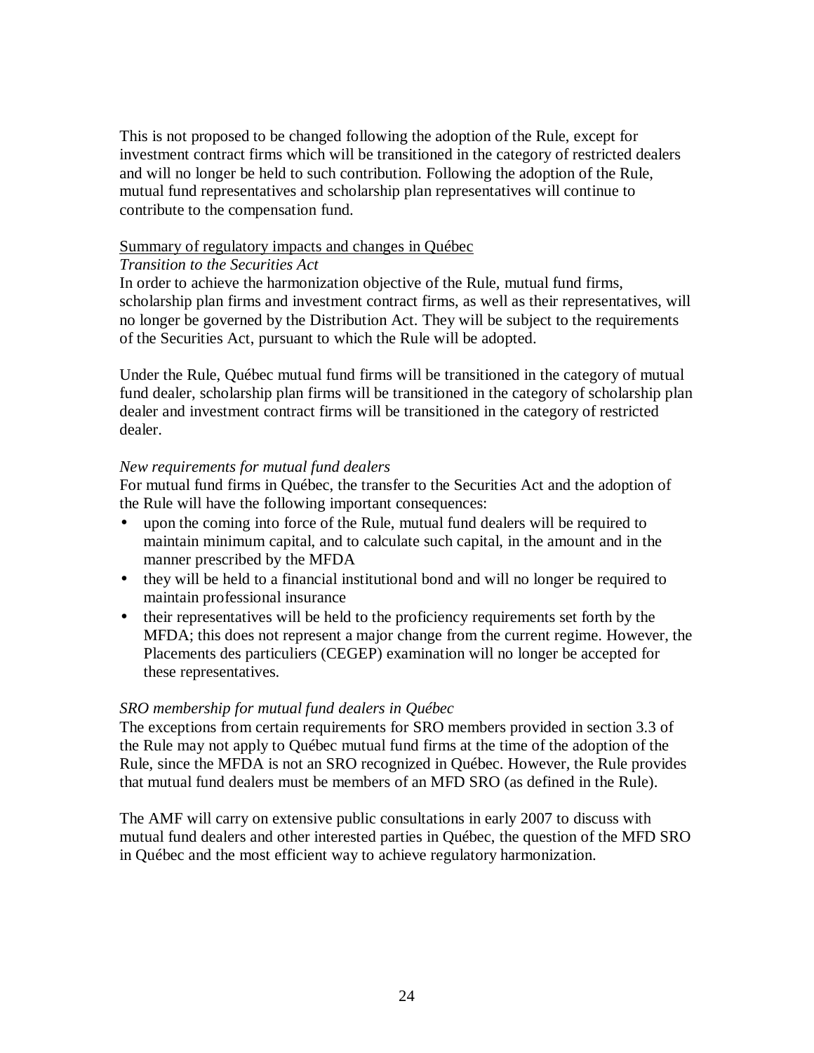This is not proposed to be changed following the adoption of the Rule, except for investment contract firms which will be transitioned in the category of restricted dealers and will no longer be held to such contribution. Following the adoption of the Rule, mutual fund representatives and scholarship plan representatives will continue to contribute to the compensation fund.

Summary of regulatory impacts and changes in Québec

*Transition to the Securities Act*

In order to achieve the harmonization objective of the Rule, mutual fund firms, scholarship plan firms and investment contract firms, as well as their representatives, will no longer be governed by the Distribution Act. They will be subject to the requirements of the Securities Act, pursuant to which the Rule will be adopted.

Under the Rule, Québec mutual fund firms will be transitioned in the category of mutual fund dealer, scholarship plan firms will be transitioned in the category of scholarship plan dealer and investment contract firms will be transitioned in the category of restricted dealer.

*New requirements for mutual fund dealers*

For mutual fund firms in Québec, the transfer to the Securities Act and the adoption of the Rule will have the following important consequences:

- upon the coming into force of the Rule, mutual fund dealers will be required to maintain minimum capital, and to calculate such capital, in the amount and in the manner prescribed by the MFDA
- they will be held to a financial institutional bond and will no longer be required to maintain professional insurance
- their representatives will be held to the proficiency requirements set forth by the MFDA; this does not represent a major change from the current regime. However, the Placements des particuliers (CEGEP) examination will no longer be accepted for these representatives.

*SRO membership for mutual fund dealers in Québec*

The exceptions from certain requirements for SRO members provided in section 3.3 of the Rule may not apply to Québec mutual fund firms at the time of the adoption of the Rule, since the MFDA is not an SRO recognized in Québec. However, the Rule provides that mutual fund dealers must be members of an MFD SRO (as defined in the Rule).

The AMF will carry on extensive public consultations in early 2007 to discuss with mutual fund dealers and other interested parties in Québec, the question of the MFD SRO in Québec and the most efficient way to achieve regulatory harmonization.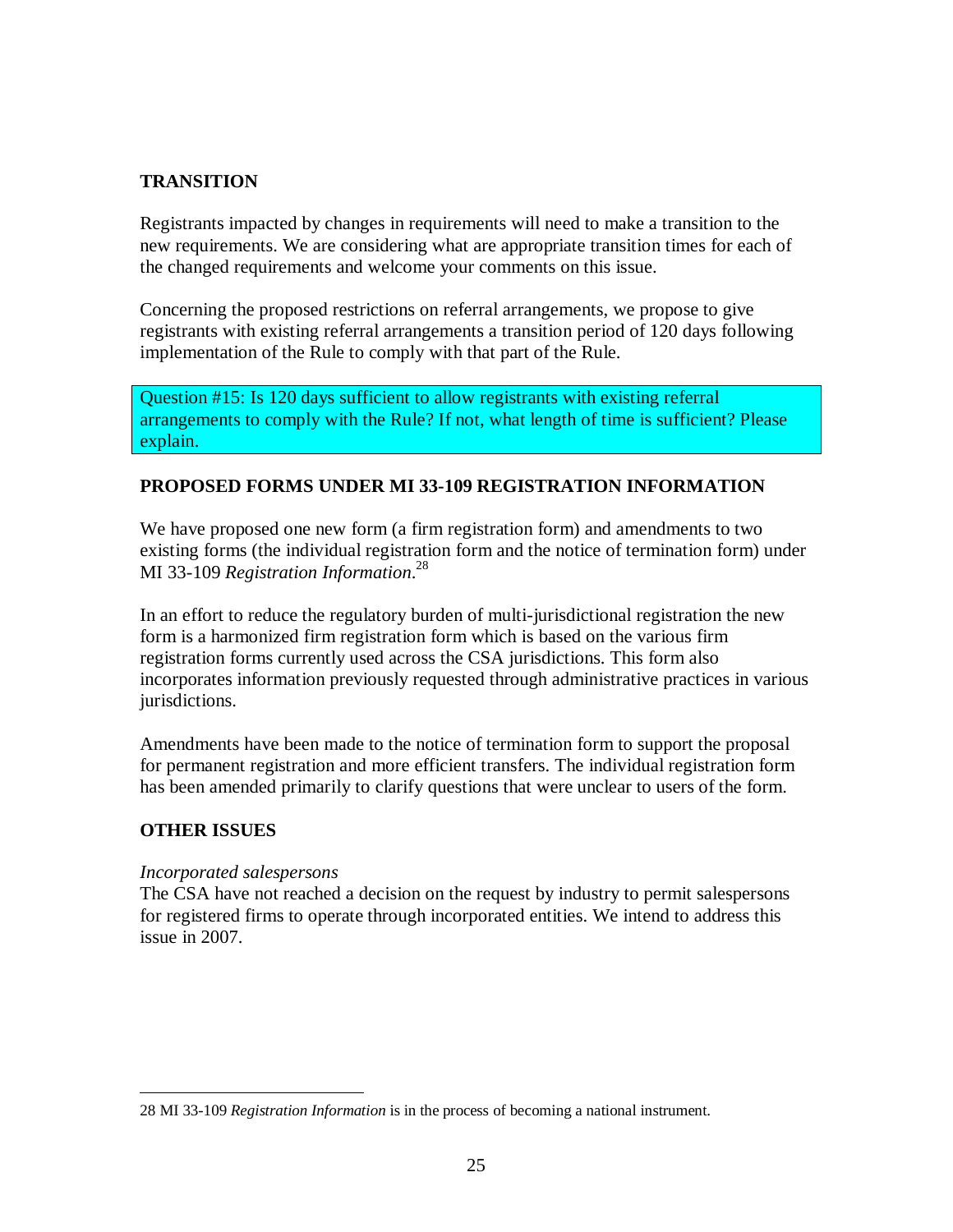## TRANSITION

Registrants impacted by changes in requirements will need to make a transition to the new requirements. We are considering what are appropriate transition times for each of the changed requirements and welcome your comments on this issue.

Concerning the proposed restrictions on referral arrangements, we propose to give registrants with existing referral arrangements a transition period of 120 days following implementation of the Rule to comply with that part of the Rule.

> Question #15: Is 120 days sufficient to allow registrants with existing referral arrangements to comply with the Rule? If not, what length of time is sufficient? Please explain.

## PROPOSED FORMS UNDER MI 33-109 REGISTRATION INFORMATION

We have proposed one new form (a firm registration form) and amendments to two existing forms (the individual registration form and the notice of termination form) under MI 33-109 *Registration Information*.[28]

In an effort to reduce the regulatory burden of multi-jurisdictional registration the new form is a harmonized firm registration form which is based on the various firm registration forms currently used across the CSA jurisdictions. This form also incorporates information previously requested through administrative practices in various jurisdictions.

Amendments have been made to the notice of termination form to support the proposal for permanent registration and more efficient transfers. The individual registration form has been amended primarily to clarify questions that were unclear to users of the form.

## OTHER ISSUES

*Incorporated salespersons*

The CSA have not reached a decision on the request by industry to permit salespersons for registered firms to operate through incorporated entities. We intend to address this issue in 2007.

---

28 MI 33-109 *Registration Information* is in the process of becoming a national instrument.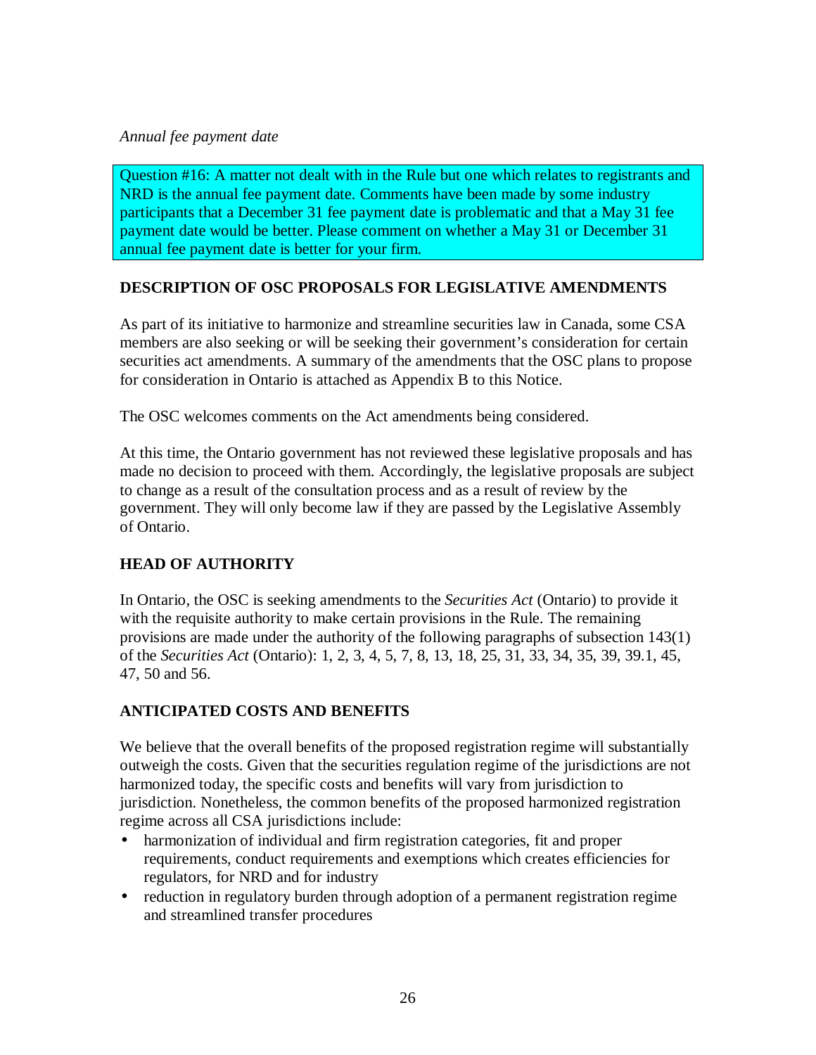*Annual fee payment date*

> Question #16: A matter not dealt with in the Rule but one which relates to registrants and NRD is the annual fee payment date. Comments have been made by some industry participants that a December 31 fee payment date is problematic and that a May 31 fee payment date would be better. Please comment on whether a May 31 or December 31 annual fee payment date is better for your firm.

## DESCRIPTION OF OSC PROPOSALS FOR LEGISLATIVE AMENDMENTS

As part of its initiative to harmonize and streamline securities law in Canada, some CSA members are also seeking or will be seeking their government's consideration for certain securities act amendments. A summary of the amendments that the OSC plans to propose for consideration in Ontario is attached as Appendix B to this Notice.

The OSC welcomes comments on the Act amendments being considered.

At this time, the Ontario government has not reviewed these legislative proposals and has made no decision to proceed with them. Accordingly, the legislative proposals are subject to change as a result of the consultation process and as a result of review by the government. They will only become law if they are passed by the Legislative Assembly of Ontario.

## HEAD OF AUTHORITY

In Ontario, the OSC is seeking amendments to the *Securities Act* (Ontario) to provide it with the requisite authority to make certain provisions in the Rule. The remaining provisions are made under the authority of the following paragraphs of subsection 143(1) of the *Securities Act* (Ontario): 1, 2, 3, 4, 5, 7, 8, 13, 18, 25, 31, 33, 34, 35, 39, 39.1, 45, 47, 50 and 56.

## ANTICIPATED COSTS AND BENEFITS

We believe that the overall benefits of the proposed registration regime will substantially outweigh the costs. Given that the securities regulation regime of the jurisdictions are not harmonized today, the specific costs and benefits will vary from jurisdiction to jurisdiction. Nonetheless, the common benefits of the proposed harmonized registration regime across all CSA jurisdictions include:

- harmonization of individual and firm registration categories, fit and proper requirements, conduct requirements and exemptions which creates efficiencies for regulators, for NRD and for industry
- reduction in regulatory burden through adoption of a permanent registration regime and streamlined transfer procedures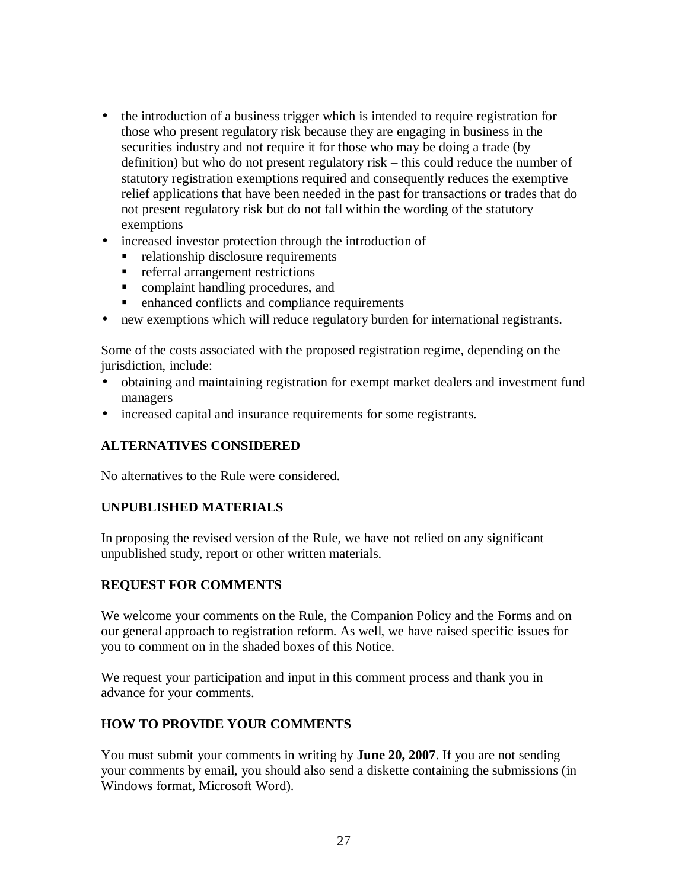- the introduction of a business trigger which is intended to require registration for those who present regulatory risk because they are engaging in business in the securities industry and not require it for those who may be doing a trade (by definition) but who do not present regulatory risk – this could reduce the number of statutory registration exemptions required and consequently reduces the exemptive relief applications that have been needed in the past for transactions or trades that do not present regulatory risk but do not fall within the wording of the statutory exemptions
- increased investor protection through the introduction of
  - relationship disclosure requirements
  - referral arrangement restrictions
  - complaint handling procedures, and
  - enhanced conflicts and compliance requirements
- new exemptions which will reduce regulatory burden for international registrants.

Some of the costs associated with the proposed registration regime, depending on the jurisdiction, include:

- obtaining and maintaining registration for exempt market dealers and investment fund managers
- increased capital and insurance requirements for some registrants.

## ALTERNATIVES CONSIDERED

No alternatives to the Rule were considered.

## UNPUBLISHED MATERIALS

In proposing the revised version of the Rule, we have not relied on any significant unpublished study, report or other written materials.

## REQUEST FOR COMMENTS

We welcome your comments on the Rule, the Companion Policy and the Forms and on our general approach to registration reform. As well, we have raised specific issues for you to comment on in the shaded boxes of this Notice.

We request your participation and input in this comment process and thank you in advance for your comments.

## HOW TO PROVIDE YOUR COMMENTS

You must submit your comments in writing by **June 20, 2007**. If you are not sending your comments by email, you should also send a diskette containing the submissions (in Windows format, Microsoft Word).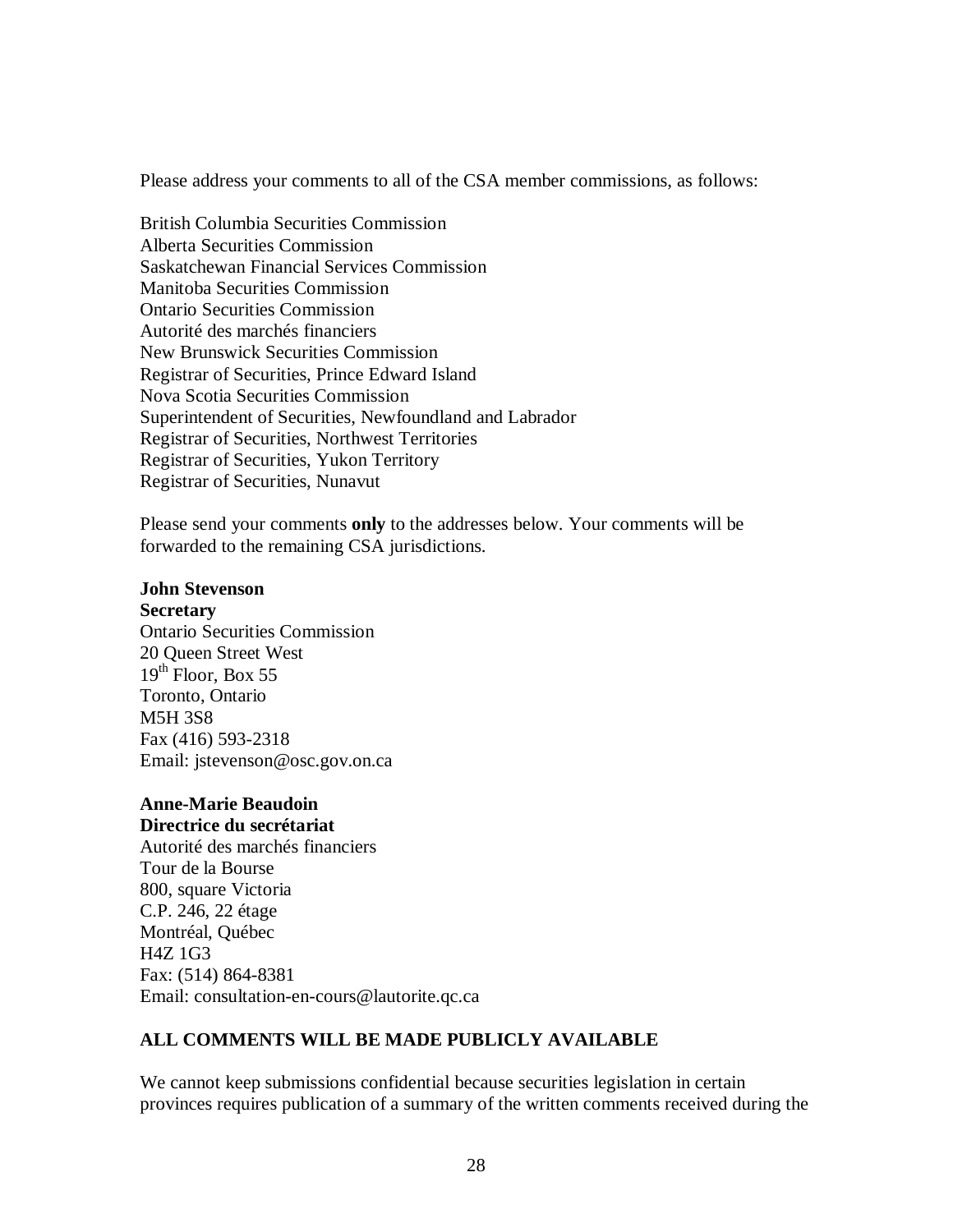Please address your comments to all of the CSA member commissions, as follows:

British Columbia Securities Commission
Alberta Securities Commission
Saskatchewan Financial Services Commission
Manitoba Securities Commission
Ontario Securities Commission
Autorité des marchés financiers
New Brunswick Securities Commission
Registrar of Securities, Prince Edward Island
Nova Scotia Securities Commission
Superintendent of Securities, Newfoundland and Labrador
Registrar of Securities, Northwest Territories
Registrar of Securities, Yukon Territory
Registrar of Securities, Nunavut

Please send your comments **only** to the addresses below. Your comments will be forwarded to the remaining CSA jurisdictions.

**John Stevenson**
**Secretary**
Ontario Securities Commission
20 Queen Street West
19th Floor, Box 55
Toronto, Ontario
M5H 3S8
Fax (416) 593-2318
Email: jstevenson@osc.gov.on.ca

**Anne-Marie Beaudoin**
**Directrice du secrétariat**
Autorité des marchés financiers
Tour de la Bourse
800, square Victoria
C.P. 246, 22 étage
Montréal, Québec
H4Z 1G3
Fax: (514) 864-8381
Email: consultation-en-cours@lautorite.qc.ca

**ALL COMMENTS WILL BE MADE PUBLICLY AVAILABLE**

We cannot keep submissions confidential because securities legislation in certain provinces requires publication of a summary of the written comments received during the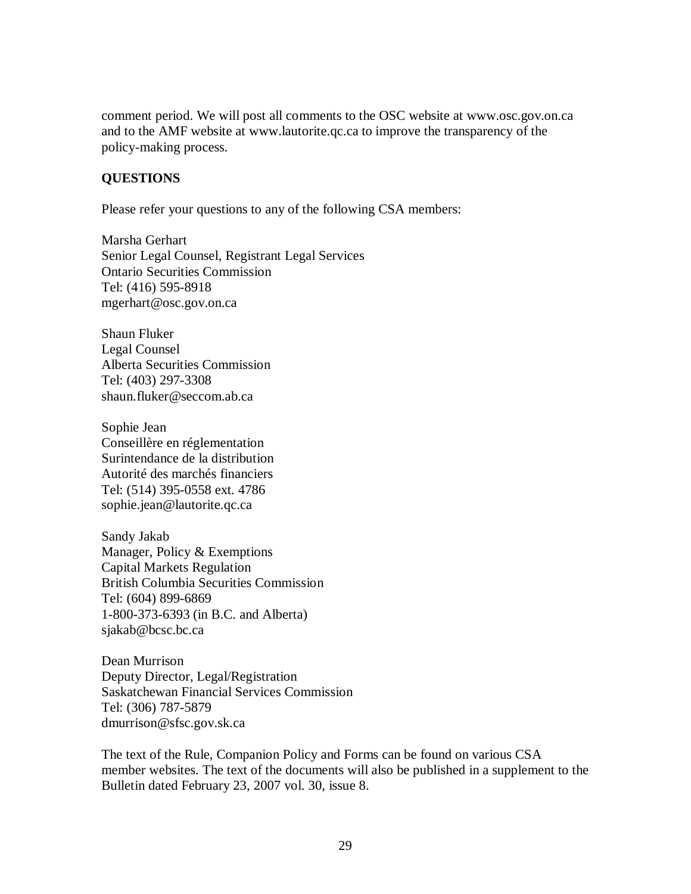comment period. We will post all comments to the OSC website at www.osc.gov.on.ca and to the AMF website at www.lautorite.qc.ca to improve the transparency of the policy-making process.

**QUESTIONS**

Please refer your questions to any of the following CSA members:

Marsha Gerhart
Senior Legal Counsel, Registrant Legal Services
Ontario Securities Commission
Tel: (416) 595-8918
mgerhart@osc.gov.on.ca

Shaun Fluker
Legal Counsel
Alberta Securities Commission
Tel: (403) 297-3308
shaun.fluker@seccom.ab.ca

Sophie Jean
Conseillère en réglementation
Surintendance de la distribution
Autorité des marchés financiers
Tel: (514) 395-0558 ext. 4786
sophie.jean@lautorite.qc.ca

Sandy Jakab
Manager, Policy & Exemptions
Capital Markets Regulation
British Columbia Securities Commission
Tel: (604) 899-6869
1-800-373-6393 (in B.C. and Alberta)
sjakab@bcsc.bc.ca

Dean Murrison
Deputy Director, Legal/Registration
Saskatchewan Financial Services Commission
Tel: (306) 787-5879
dmurrison@sfsc.gov.sk.ca

The text of the Rule, Companion Policy and Forms can be found on various CSA member websites. The text of the documents will also be published in a supplement to the Bulletin dated February 23, 2007 vol. 30, issue 8.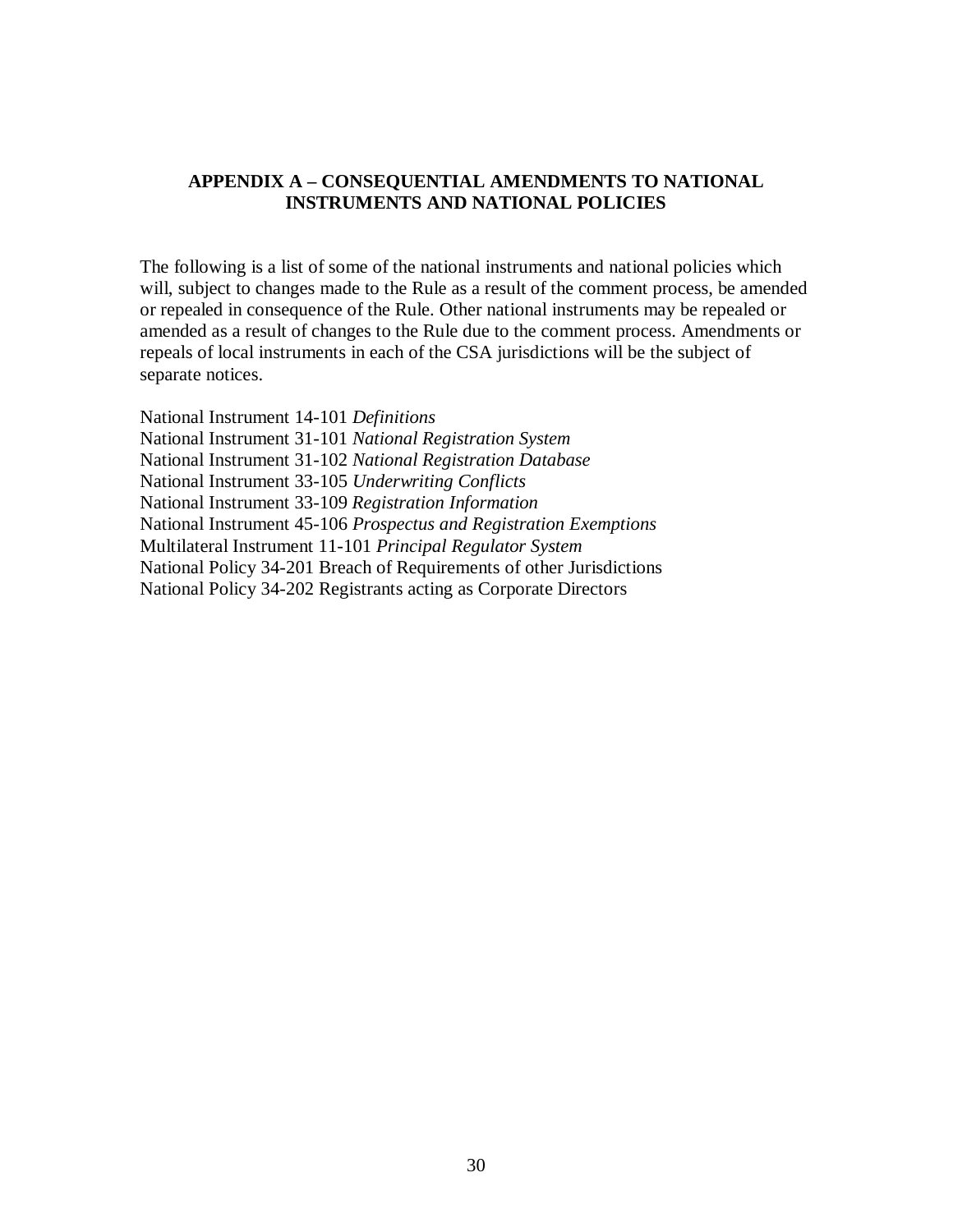## APPENDIX A – CONSEQUENTIAL AMENDMENTS TO NATIONAL INSTRUMENTS AND NATIONAL POLICIES

The following is a list of some of the national instruments and national policies which will, subject to changes made to the Rule as a result of the comment process, be amended or repealed in consequence of the Rule. Other national instruments may be repealed or amended as a result of changes to the Rule due to the comment process. Amendments or repeals of local instruments in each of the CSA jurisdictions will be the subject of separate notices.

National Instrument 14-101 *Definitions*
National Instrument 31-101 *National Registration System*
National Instrument 31-102 *National Registration Database*
National Instrument 33-105 *Underwriting Conflicts*
National Instrument 33-109 *Registration Information*
National Instrument 45-106 *Prospectus and Registration Exemptions*
Multilateral Instrument 11-101 *Principal Regulator System*
National Policy 34-201 Breach of Requirements of other Jurisdictions
National Policy 34-202 Registrants acting as Corporate Directors